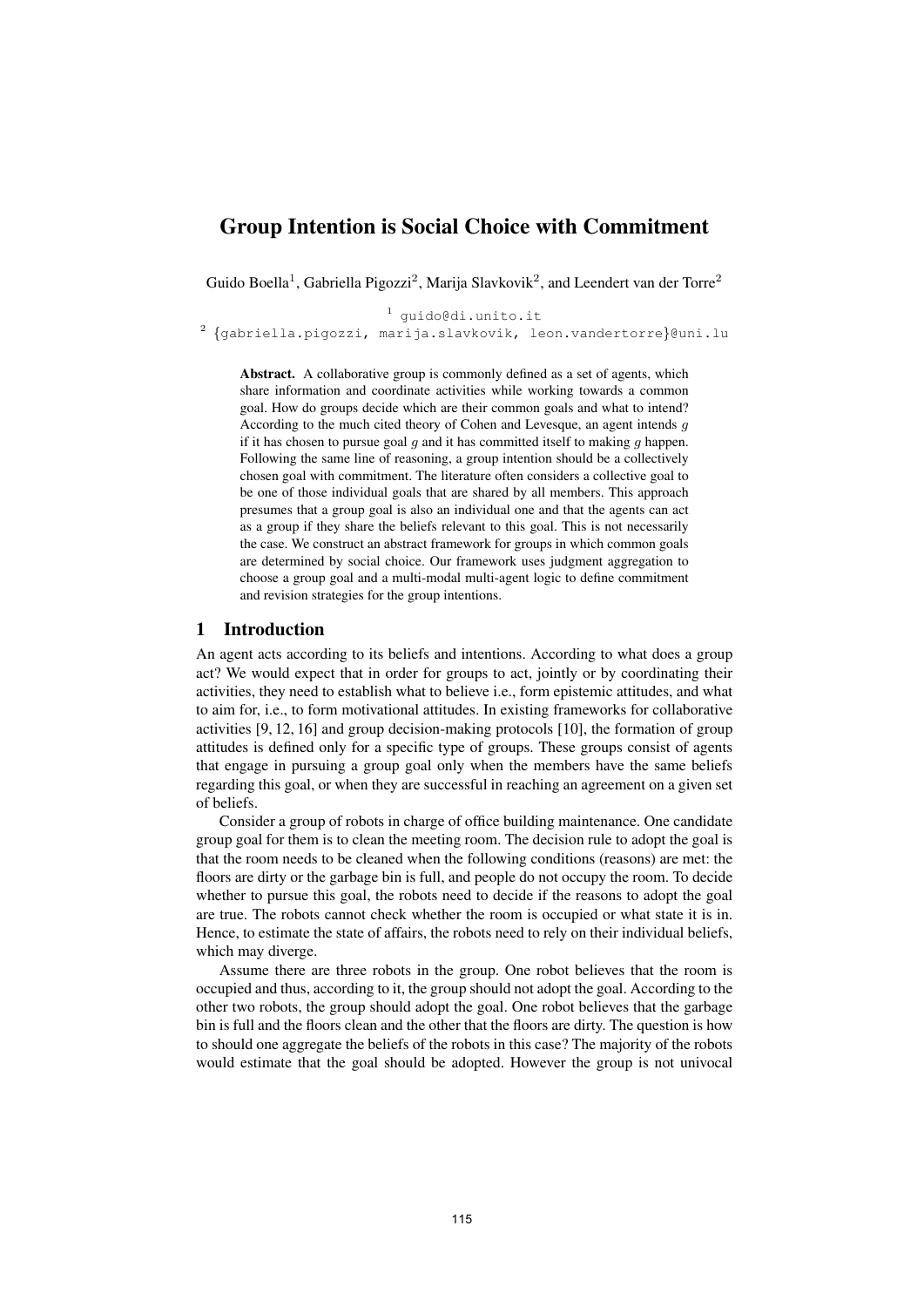# Group Intention is Social Choice with Commitment

Guido Boella[1], Gabriella Pigozzi[2], Marija Slavkovik[2], and Leendert van der Torre[2]

[1] guido@di.unito.it
[2] {gabriella.pigozzi, marija.slavkovik, leon.vandertorre}@uni.lu

**Abstract.** A collaborative group is commonly defined as a set of agents, which share information and coordinate activities while working towards a common goal. How do groups decide which are their common goals and what to intend? According to the much cited theory of Cohen and Levesque, an agent intends $g$ if it has chosen to pursue goal $g$ and it has committed itself to making $g$ happen. Following the same line of reasoning, a group intention should be a collectively chosen goal with commitment. The literature often considers a collective goal to be one of those individual goals that are shared by all members. This approach presumes that a group goal is also an individual one and that the agents can act as a group if they share the beliefs relevant to this goal. This is not necessarily the case. We construct an abstract framework for groups in which common goals are determined by social choice. Our framework uses judgment aggregation to choose a group goal and a multi-modal multi-agent logic to define commitment and revision strategies for the group intentions.

## 1 Introduction

An agent acts according to its beliefs and intentions. According to what does a group act? We would expect that in order for groups to act, jointly or by coordinating their activities, they need to establish what to believe i.e., form epistemic attitudes, and what to aim for, i.e., to form motivational attitudes. In existing frameworks for collaborative activities [9, 12, 16] and group decision-making protocols [10], the formation of group attitudes is defined only for a specific type of groups. These groups consist of agents that engage in pursuing a group goal only when the members have the same beliefs regarding this goal, or when they are successful in reaching an agreement on a given set of beliefs.

Consider a group of robots in charge of office building maintenance. One candidate group goal for them is to clean the meeting room. The decision rule to adopt the goal is that the room needs to be cleaned when the following conditions (reasons) are met: the floors are dirty or the garbage bin is full, and people do not occupy the room. To decide whether to pursue this goal, the robots need to decide if the reasons to adopt the goal are true. The robots cannot check whether the room is occupied or what state it is in. Hence, to estimate the state of affairs, the robots need to rely on their individual beliefs, which may diverge.

Assume there are three robots in the group. One robot believes that the room is occupied and thus, according to it, the group should not adopt the goal. According to the other two robots, the group should adopt the goal. One robot believes that the garbage bin is full and the floors clean and the other that the floors are dirty. The question is how to should one aggregate the beliefs of the robots in this case? The majority of the robots would estimate that the goal should be adopted. However the group is not univocal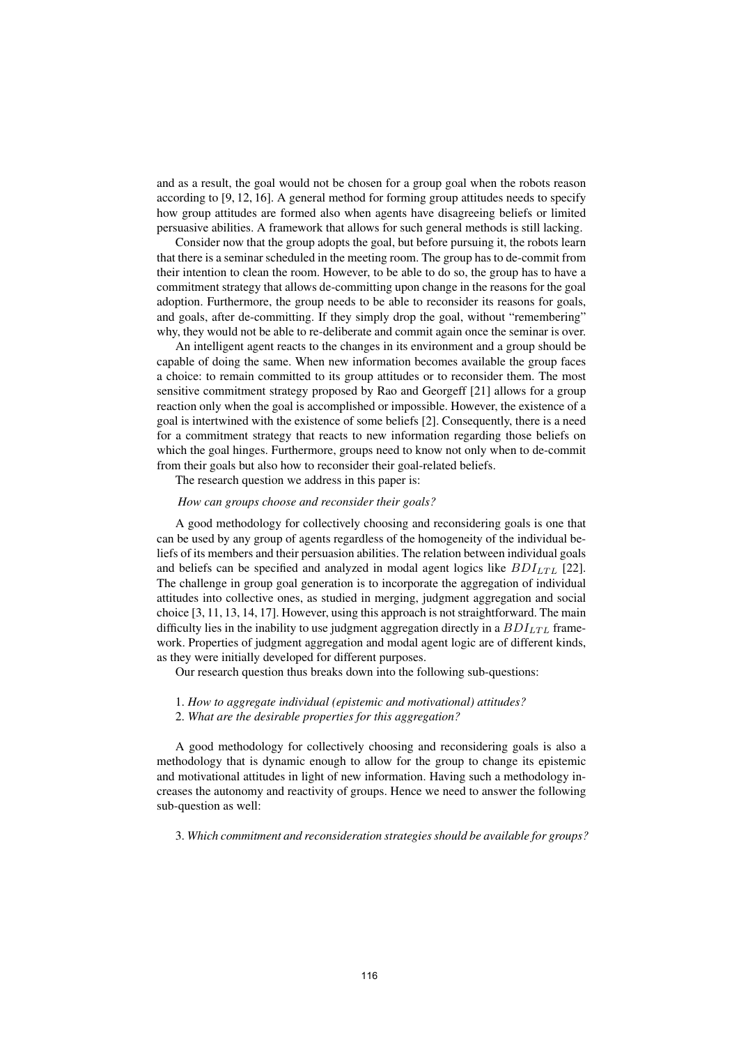and as a result, the goal would not be chosen for a group goal when the robots reason according to [9, 12, 16]. A general method for forming group attitudes needs to specify how group attitudes are formed also when agents have disagreeing beliefs or limited persuasive abilities. A framework that allows for such general methods is still lacking.

Consider now that the group adopts the goal, but before pursuing it, the robots learn that there is a seminar scheduled in the meeting room. The group has to de-commit from their intention to clean the room. However, to be able to do so, the group has to have a commitment strategy that allows de-committing upon change in the reasons for the goal adoption. Furthermore, the group needs to be able to reconsider its reasons for goals, and goals, after de-committing. If they simply drop the goal, without "remembering" why, they would not be able to re-deliberate and commit again once the seminar is over.

An intelligent agent reacts to the changes in its environment and a group should be capable of doing the same. When new information becomes available the group faces a choice: to remain committed to its group attitudes or to reconsider them. The most sensitive commitment strategy proposed by Rao and Georgeff [21] allows for a group reaction only when the goal is accomplished or impossible. However, the existence of a goal is intertwined with the existence of some beliefs [2]. Consequently, there is a need for a commitment strategy that reacts to new information regarding those beliefs on which the goal hinges. Furthermore, groups need to know not only when to de-commit from their goals but also how to reconsider their goal-related beliefs.

The research question we address in this paper is:

*How can groups choose and reconsider their goals?*

A good methodology for collectively choosing and reconsidering goals is one that can be used by any group of agents regardless of the homogeneity of the individual beliefs of its members and their persuasion abilities. The relation between individual goals and beliefs can be specified and analyzed in modal agent logics like $BDI_{LTL}$ [22]. The challenge in group goal generation is to incorporate the aggregation of individual attitudes into collective ones, as studied in merging, judgment aggregation and social choice [3, 11, 13, 14, 17]. However, using this approach is not straightforward. The main difficulty lies in the inability to use judgment aggregation directly in a $BDI_{LTL}$ framework. Properties of judgment aggregation and modal agent logic are of different kinds, as they were initially developed for different purposes.

Our research question thus breaks down into the following sub-questions:

1. *How to aggregate individual (epistemic and motivational) attitudes?*
2. *What are the desirable properties for this aggregation?*

A good methodology for collectively choosing and reconsidering goals is also a methodology that is dynamic enough to allow for the group to change its epistemic and motivational attitudes in light of new information. Having such a methodology increases the autonomy and reactivity of groups. Hence we need to answer the following sub-question as well:

3. *Which commitment and reconsideration strategies should be available for groups?*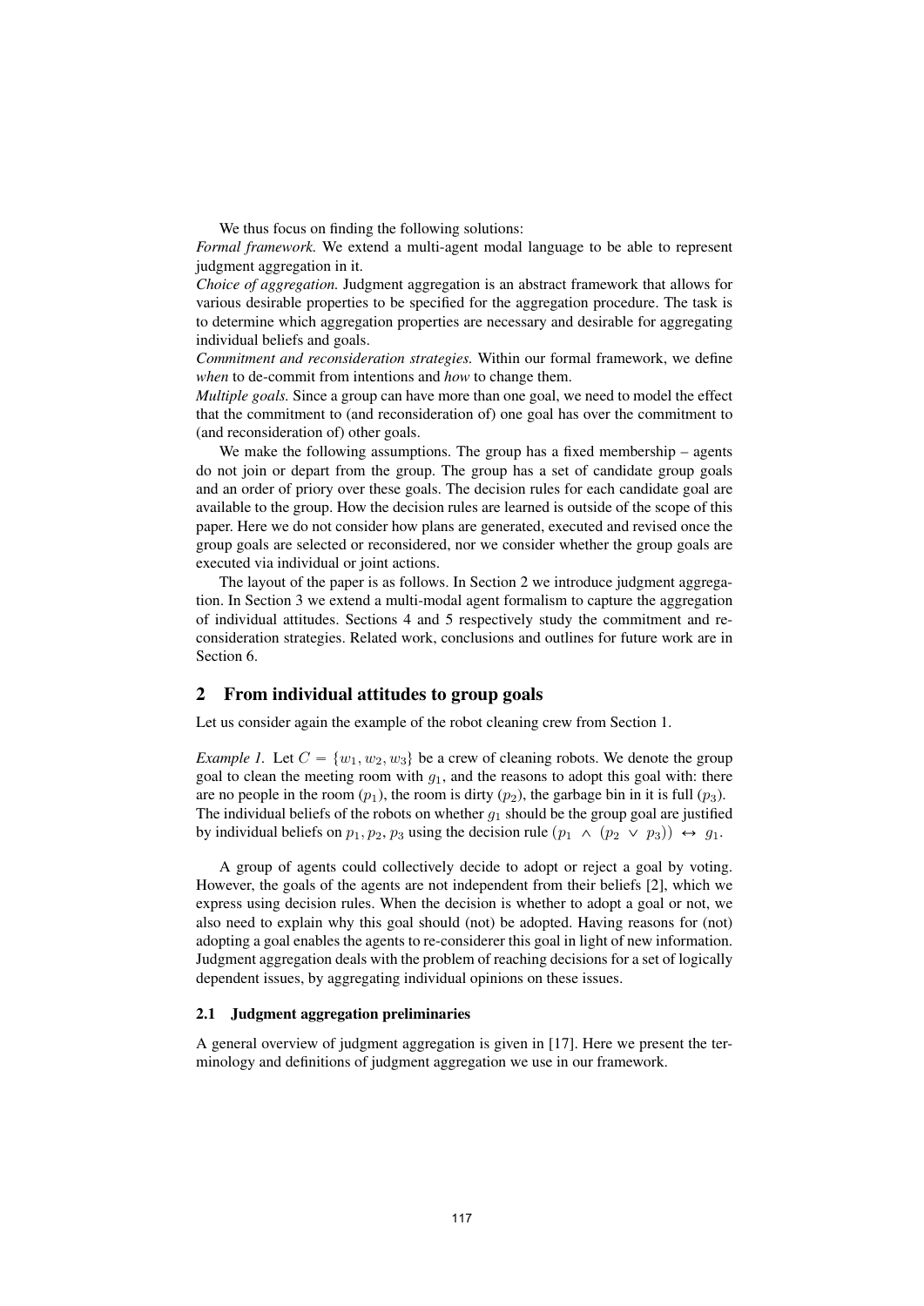We thus focus on finding the following solutions:

*Formal framework.* We extend a multi-agent modal language to be able to represent judgment aggregation in it.

*Choice of aggregation.* Judgment aggregation is an abstract framework that allows for various desirable properties to be specified for the aggregation procedure. The task is to determine which aggregation properties are necessary and desirable for aggregating individual beliefs and goals.

*Commitment and reconsideration strategies.* Within our formal framework, we define *when* to de-commit from intentions and *how* to change them.

*Multiple goals.* Since a group can have more than one goal, we need to model the effect that the commitment to (and reconsideration of) one goal has over the commitment to (and reconsideration of) other goals.

We make the following assumptions. The group has a fixed membership – agents do not join or depart from the group. The group has a set of candidate group goals and an order of priory over these goals. The decision rules for each candidate goal are available to the group. How the decision rules are learned is outside of the scope of this paper. Here we do not consider how plans are generated, executed and revised once the group goals are selected or reconsidered, nor we consider whether the group goals are executed via individual or joint actions.

The layout of the paper is as follows. In Section 2 we introduce judgment aggregation. In Section 3 we extend a multi-modal agent formalism to capture the aggregation of individual attitudes. Sections 4 and 5 respectively study the commitment and reconsideration strategies. Related work, conclusions and outlines for future work are in Section 6.

## 2 From individual attitudes to group goals

Let us consider again the example of the robot cleaning crew from Section 1.

*Example 1.* Let $C = \{w_1, w_2, w_3\}$ be a crew of cleaning robots. We denote the group goal to clean the meeting room with $g_1$, and the reasons to adopt this goal with: there are no people in the room ($p_1$), the room is dirty ($p_2$), the garbage bin in it is full ($p_3$). The individual beliefs of the robots on whether $g_1$ should be the group goal are justified by individual beliefs on $p_1, p_2, p_3$ using the decision rule $(p_1 \wedge (p_2 \vee p_3)) \leftrightarrow g_1$.

A group of agents could collectively decide to adopt or reject a goal by voting. However, the goals of the agents are not independent from their beliefs [2], which we express using decision rules. When the decision is whether to adopt a goal or not, we also need to explain why this goal should (not) be adopted. Having reasons for (not) adopting a goal enables the agents to re-considerer this goal in light of new information. Judgment aggregation deals with the problem of reaching decisions for a set of logically dependent issues, by aggregating individual opinions on these issues.

### 2.1 Judgment aggregation preliminaries

A general overview of judgment aggregation is given in [17]. Here we present the terminology and definitions of judgment aggregation we use in our framework.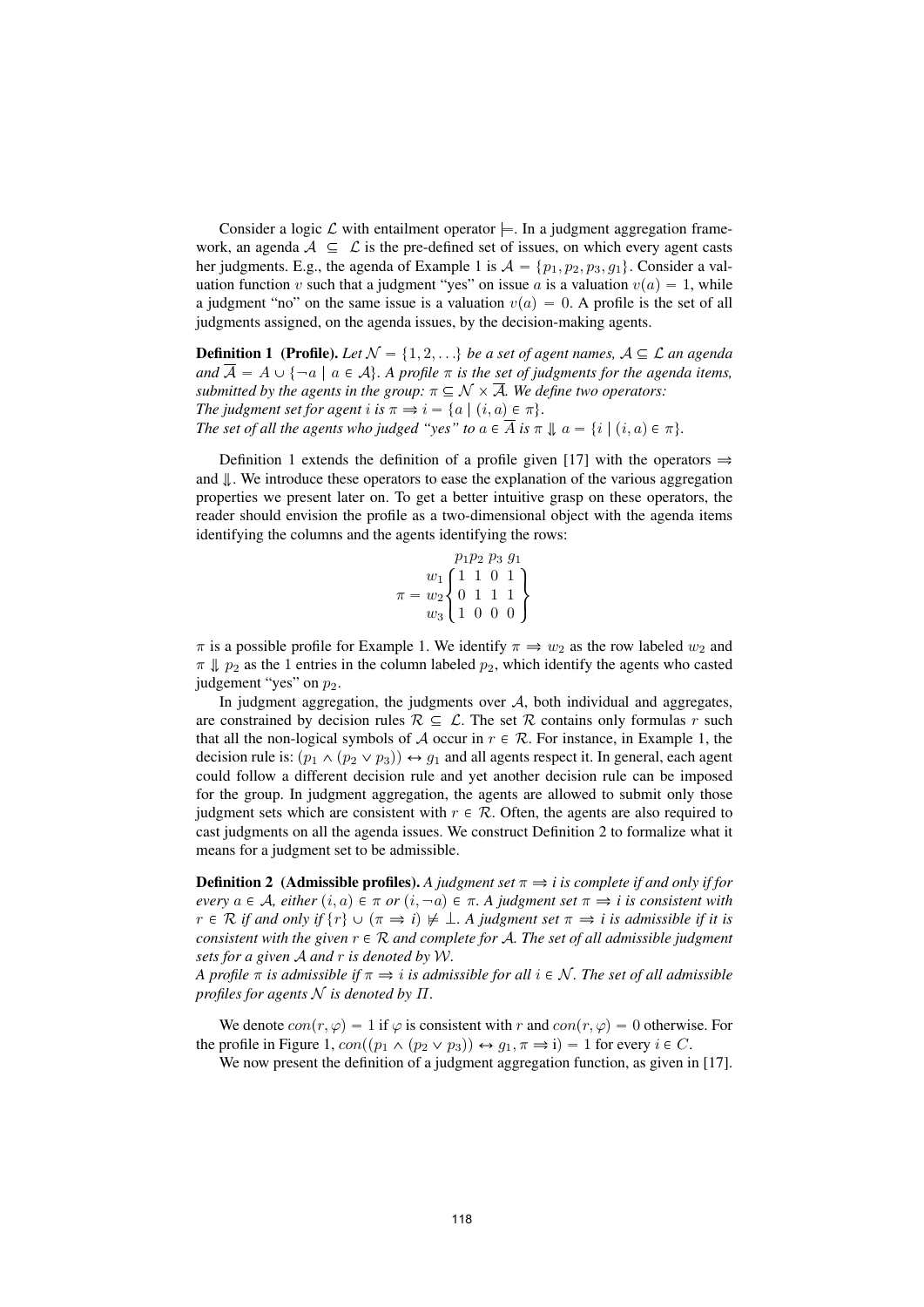Consider a logic $\mathcal{L}$ with entailment operator $\models$. In a judgment aggregation framework, an agenda $\mathcal{A} \subseteq \mathcal{L}$ is the pre-defined set of issues, on which every agent casts her judgments. E.g., the agenda of Example 1 is $\mathcal{A} = \{p_1, p_2, p_3, g_1\}$. Consider a valuation function $v$ such that a judgment "yes" on issue $a$ is a valuation $v(a) = 1$, while a judgment "no" on the same issue is a valuation $v(a) = 0$. A profile is the set of all judgments assigned, on the agenda issues, by the decision-making agents.

**Definition 1 (Profile).** *Let $\mathcal{N} = \{1, 2, \ldots\}$ be a set of agent names, $\mathcal{A} \subseteq \mathcal{L}$ an agenda and $\overline{\mathcal{A}} = A \cup \{\neg a \mid a \in \mathcal{A}\}$. A profile $\pi$ is the set of judgments for the agenda items, submitted by the agents in the group: $\pi \subseteq \mathcal{N} \times \overline{\mathcal{A}}$. We define two operators:*
*The judgment set for agent $i$ is $\pi \Rightarrow i = \{a \mid (i, a) \in \pi\}$.*
*The set of all the agents who judged "yes" to $a \in \overline{A}$ is $\pi \Downarrow a = \{i \mid (i, a) \in \pi\}$.*

Definition 1 extends the definition of a profile given [17] with the operators $\Rightarrow$ and $\Downarrow$. We introduce these operators to ease the explanation of the various aggregation properties we present later on. To get a better intuitive grasp on these operators, the reader should envision the profile as a two-dimensional object with the agenda items identifying the columns and the agents identifying the rows:

$$\pi = \begin{matrix} & p_1 \, p_2 \; p_3 \; g_1 \\ \begin{matrix} w_1 \\ w_2 \\ w_3 \end{matrix} & \left\{ \begin{matrix} 1 & 1 & 0 & 1 \\ 0 & 1 & 1 & 1 \\ 1 & 0 & 0 & 0 \end{matrix} \right\} \end{matrix}$$

$\pi$ is a possible profile for Example 1. We identify $\pi \Rightarrow w_2$ as the row labeled $w_2$ and $\pi \Downarrow p_2$ as the 1 entries in the column labeled $p_2$, which identify the agents who casted judgement "yes" on $p_2$.

In judgment aggregation, the judgments over $\mathcal{A}$, both individual and aggregates, are constrained by decision rules $\mathcal{R} \subseteq \mathcal{L}$. The set $\mathcal{R}$ contains only formulas $r$ such that all the non-logical symbols of $\mathcal{A}$ occur in $r \in \mathcal{R}$. For instance, in Example 1, the decision rule is: $(p_1 \wedge (p_2 \vee p_3)) \leftrightarrow g_1$ and all agents respect it. In general, each agent could follow a different decision rule and yet another decision rule can be imposed for the group. In judgment aggregation, the agents are allowed to submit only those judgment sets which are consistent with $r \in \mathcal{R}$. Often, the agents are also required to cast judgments on all the agenda issues. We construct Definition 2 to formalize what it means for a judgment set to be admissible.

**Definition 2 (Admissible profiles).** *A judgment set $\pi \Rightarrow i$ is complete if and only if for every $a \in \mathcal{A}$, either $(i, a) \in \pi$ or $(i, \neg a) \in \pi$. A judgment set $\pi \Rightarrow i$ is consistent with $r \in \mathcal{R}$ if and only if $\{r\} \cup (\pi \Rightarrow i) \not\models \bot$. A judgment set $\pi \Rightarrow i$ is admissible if it is consistent with the given $r \in \mathcal{R}$ and complete for $\mathcal{A}$. The set of all admissible judgment sets for a given $\mathcal{A}$ and $r$ is denoted by $\mathcal{W}$.*
*A profile $\pi$ is admissible if $\pi \Rightarrow i$ is admissible for all $i \in \mathcal{N}$. The set of all admissible profiles for agents $\mathcal{N}$ is denoted by $\Pi$.*

We denote $con(r, \varphi) = 1$ if $\varphi$ is consistent with $r$ and $con(r, \varphi) = 0$ otherwise. For the profile in Figure 1, $con((p_1 \wedge (p_2 \vee p_3)) \leftrightarrow g_1, \pi \Rightarrow \mathrm{i}) = 1$ for every $i \in C$.

We now present the definition of a judgment aggregation function, as given in [17].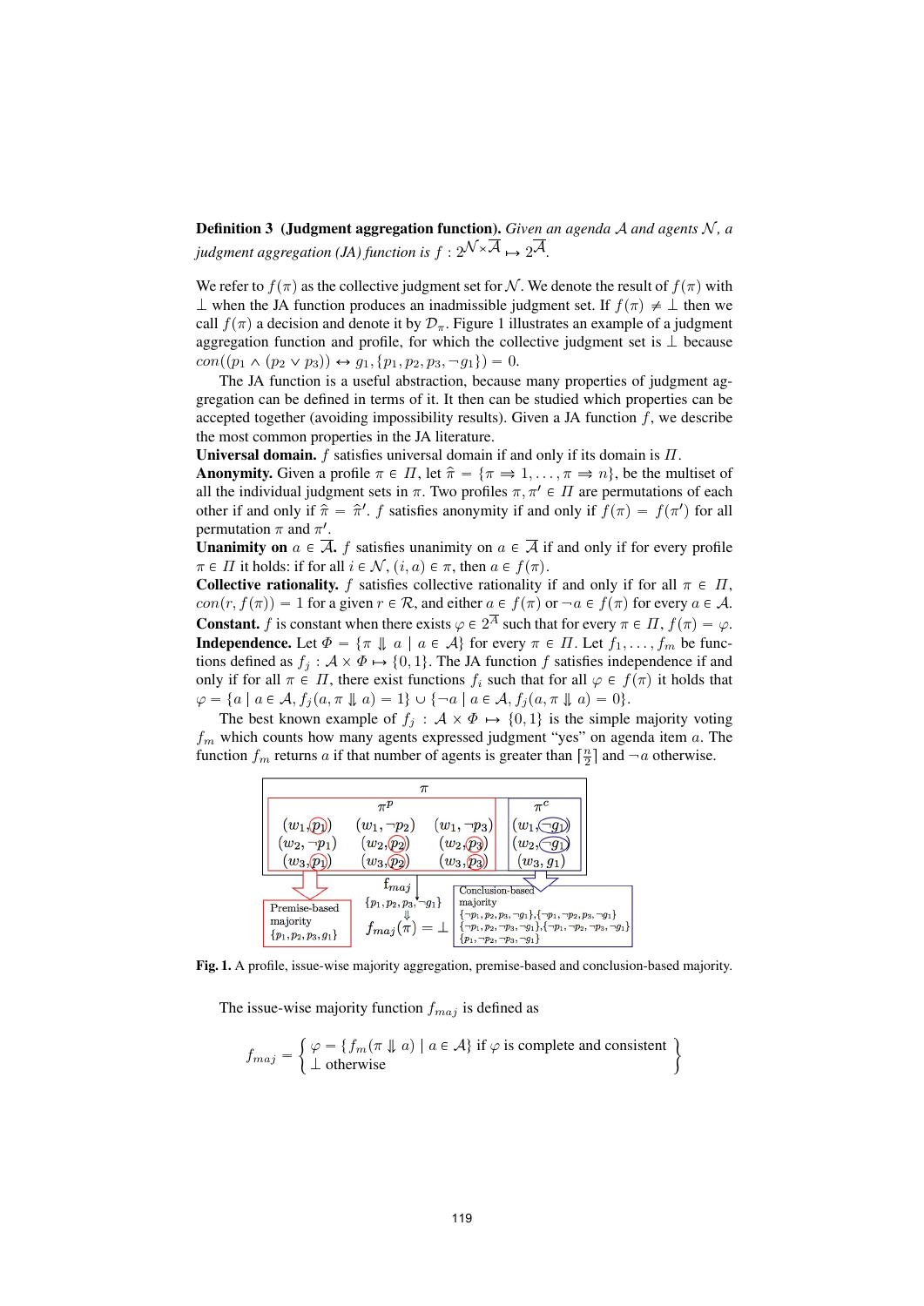**Definition 3 (Judgment aggregation function).** *Given an agenda $\mathcal{A}$ and agents $\mathcal{N}$, a judgment aggregation (JA) function is $f : 2^{\mathcal{N} \times \overline{\mathcal{A}}} \mapsto 2^{\overline{\mathcal{A}}}$.*

We refer to $f(\pi)$ as the collective judgment set for $\mathcal{N}$. We denote the result of $f(\pi)$ with $\perp$ when the JA function produces an inadmissible judgment set. If $f(\pi) \neq \perp$ then we call $f(\pi)$ a decision and denote it by $\mathcal{D}_\pi$. Figure 1 illustrates an example of a judgment aggregation function and profile, for which the collective judgment set is $\perp$ because $con((p_1 \wedge (p_2 \vee p_3)) \leftrightarrow g_1, \{p_1, p_2, p_3, \neg g_1\}) = 0$.

The JA function is a useful abstraction, because many properties of judgment aggregation can be defined in terms of it. It then can be studied which properties can be accepted together (avoiding impossibility results). Given a JA function $f$, we describe the most common properties in the JA literature.

**Universal domain.** $f$ satisfies universal domain if and only if its domain is $\Pi$.

**Anonymity.** Given a profile $\pi \in \Pi$, let $\hat{\pi} = \{\pi \Rightarrow 1, \ldots, \pi \Rightarrow n\}$, be the multiset of all the individual judgment sets in $\pi$. Two profiles $\pi, \pi' \in \Pi$ are permutations of each other if and only if $\hat{\pi} = \hat{\pi}'$. $f$ satisfies anonymity if and only if $f(\pi) = f(\pi')$ for all permutation $\pi$ and $\pi'$.

**Unanimity on** $a \in \overline{\mathcal{A}}$**.** $f$ satisfies unanimity on $a \in \overline{\mathcal{A}}$ if and only if for every profile $\pi \in \Pi$ it holds: if for all $i \in \mathcal{N}$, $(i, a) \in \pi$, then $a \in f(\pi)$.

**Collective rationality.** $f$ satisfies collective rationality if and only if for all $\pi \in \Pi$, $con(r, f(\pi)) = 1$ for a given $r \in \mathcal{R}$, and either $a \in f(\pi)$ or $\neg a \in f(\pi)$ for every $a \in \mathcal{A}$.

**Constant.** $f$ is constant when there exists $\varphi \in 2^{\overline{\mathcal{A}}}$ such that for every $\pi \in \Pi$, $f(\pi) = \varphi$.

**Independence.** Let $\Phi = \{\pi \Downarrow a \mid a \in \mathcal{A}\}$ for every $\pi \in \Pi$. Let $f_1, \ldots, f_m$ be functions defined as $f_j : \mathcal{A} \times \Phi \mapsto \{0, 1\}$. The JA function $f$ satisfies independence if and only if for all $\pi \in \Pi$, there exist functions $f_i$ such that for all $\varphi \in f(\pi)$ it holds that $\varphi = \{a \mid a \in \mathcal{A}, f_j(a, \pi \Downarrow a) = 1\} \cup \{\neg a \mid a \in \mathcal{A}, f_j(a, \pi \Downarrow a) = 0\}$.

The best known example of $f_j : \mathcal{A} \times \Phi \mapsto \{0, 1\}$ is the simple majority voting $f_m$ which counts how many agents expressed judgment "yes" on agenda item $a$. The function $f_m$ returns $a$ if that number of agents is greater than $\lceil \frac{n}{2} \rceil$ and $\neg a$ otherwise.

**Fig. 1.** A profile, issue-wise majority aggregation, premise-based and conclusion-based majority.

The issue-wise majority function $f_{maj}$ is defined as

$$f_{maj} = \left\{ \begin{array}{l} \varphi = \{f_m(\pi \Downarrow a) \mid a \in \mathcal{A}\} \text{ if } \varphi \text{ is complete and consistent} \\ \perp \text{ otherwise} \end{array} \right\}$$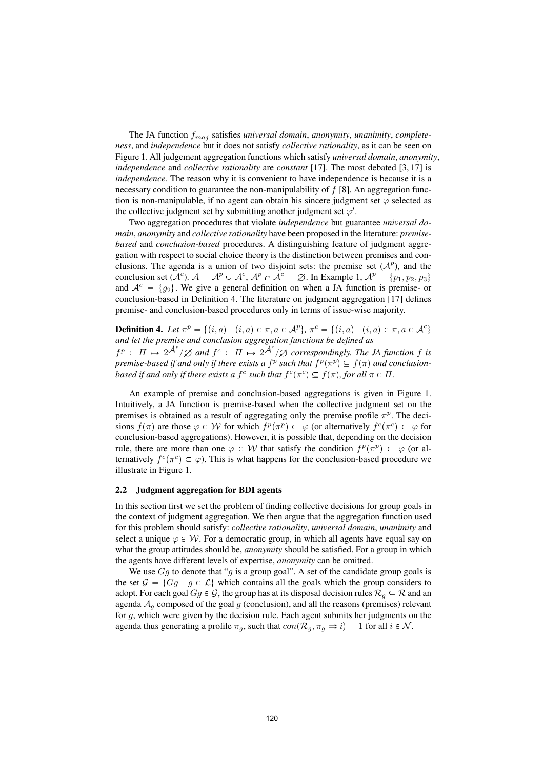The JA function $f_{maj}$ satisfies *universal domain*, *anonymity*, *unanimity*, *completeness*, and *independence* but it does not satisfy *collective rationality*, as it can be seen on Figure 1. All judgement aggregation functions which satisfy *universal domain*, *anonymity*, *independence* and *collective rationality* are *constant* [17]. The most debated [3, 17] is *independence*. The reason why it is convenient to have independence is because it is a necessary condition to guarantee the non-manipulability of $f$ [8]. An aggregation function is non-manipulable, if no agent can obtain his sincere judgment set $\varphi$ selected as the collective judgment set by submitting another judgment set $\varphi'$.

Two aggregation procedures that violate *independence* but guarantee *universal domain*, *anonymity* and *collective rationality* have been proposed in the literature: *premise-based* and *conclusion-based* procedures. A distinguishing feature of judgment aggregation with respect to social choice theory is the distinction between premises and conclusions. The agenda is a union of two disjoint sets: the premise set ($\mathcal{A}^p$), and the conclusion set ($\mathcal{A}^c$). $\mathcal{A} = \mathcal{A}^p \cup \mathcal{A}^c$, $\mathcal{A}^p \cap \mathcal{A}^c = \emptyset$. In Example 1, $\mathcal{A}^p = \{p_1, p_2, p_3\}$ and $\mathcal{A}^c = \{g_2\}$. We give a general definition on when a JA function is premise- or conclusion-based in Definition 4. The literature on judgment aggregation [17] defines premise- and conclusion-based procedures only in terms of issue-wise majority.

**Definition 4.** *Let $\pi^p = \{(i, a) \mid (i, a) \in \pi, a \in \mathcal{A}^p\}$, $\pi^c = \{(i, a) \mid (i, a) \in \pi, a \in \mathcal{A}^c\}$ and let the premise and conclusion aggregation functions be defined as $f^p : \Pi \mapsto 2^{\mathcal{A}^p}/\emptyset$ and $f^c : \Pi \mapsto 2^{\mathcal{A}^c}/\emptyset$ correspondingly. The JA function $f$ is premise-based if and only if there exists a $f^p$ such that $f^p(\pi^p) \subseteq f(\pi)$ and conclusion-based if and only if there exists a $f^c$ such that $f^c(\pi^c) \subseteq f(\pi)$, for all $\pi \in \Pi$.*

An example of premise and conclusion-based aggregations is given in Figure 1. Intuitively, a JA function is premise-based when the collective judgment set on the premises is obtained as a result of aggregating only the premise profile $\pi^p$. The decisions $f(\pi)$ are those $\varphi \in \mathcal{W}$ for which $f^p(\pi^p) \subset \varphi$ (or alternatively $f^c(\pi^c) \subset \varphi$ for conclusion-based aggregations). However, it is possible that, depending on the decision rule, there are more than one $\varphi \in \mathcal{W}$ that satisfy the condition $f^p(\pi^p) \subset \varphi$ (or alternatively $f^c(\pi^c) \subset \varphi$). This is what happens for the conclusion-based procedure we illustrate in Figure 1.

### 2.2 Judgment aggregation for BDI agents

In this section first we set the problem of finding collective decisions for group goals in the context of judgment aggregation. We then argue that the aggregation function used for this problem should satisfy: *collective rationality*, *universal domain*, *unanimity* and select a unique $\varphi \in \mathcal{W}$. For a democratic group, in which all agents have equal say on what the group attitudes should be, *anonymity* should be satisfied. For a group in which the agents have different levels of expertise, *anonymity* can be omitted.

We use $Gg$ to denote that "$g$ is a group goal". A set of the candidate group goals is the set $\mathcal{G} = \{Gg \mid g \in \mathcal{L}\}$ which contains all the goals which the group considers to adopt. For each goal $Gg \in \mathcal{G}$, the group has at its disposal decision rules $\mathcal{R}_g \subseteq \mathcal{R}$ and an agenda $\mathcal{A}_g$ composed of the goal $g$ (conclusion), and all the reasons (premises) relevant for $g$, which were given by the decision rule. Each agent submits her judgments on the agenda thus generating a profile $\pi_g$, such that $con(\mathcal{R}_g, \pi_g \Rightarrow i) = 1$ for all $i \in \mathcal{N}$.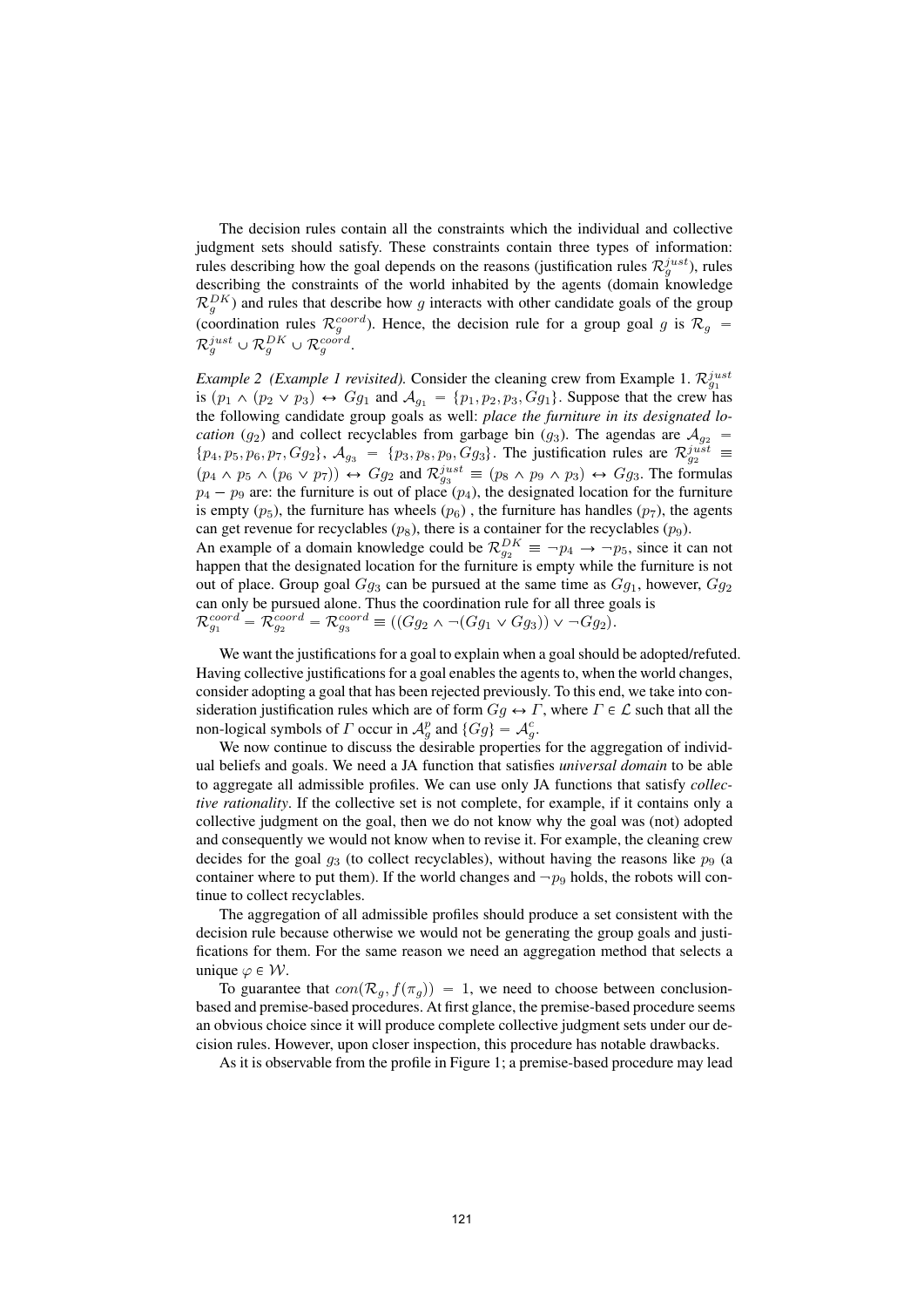The decision rules contain all the constraints which the individual and collective judgment sets should satisfy. These constraints contain three types of information: rules describing how the goal depends on the reasons (justification rules $\mathcal{R}_g^{just}$), rules describing the constraints of the world inhabited by the agents (domain knowledge $\mathcal{R}_g^{DK}$) and rules that describe how $g$ interacts with other candidate goals of the group (coordination rules $\mathcal{R}_g^{coord}$). Hence, the decision rule for a group goal $g$ is $\mathcal{R}_g = \mathcal{R}_g^{just} \cup \mathcal{R}_g^{DK} \cup \mathcal{R}_g^{coord}$.

*Example 2 (Example 1 revisited).* Consider the cleaning crew from Example 1. $\mathcal{R}_{g_1}^{just}$ is $(p_1 \wedge (p_2 \vee p_3) \leftrightarrow Gg_1$ and $\mathcal{A}_{g_1} = \{p_1, p_2, p_3, Gg_1\}$. Suppose that the crew has the following candidate group goals as well: *place the furniture in its designated location* ($g_2$) and collect recyclables from garbage bin ($g_3$). The agendas are $\mathcal{A}_{g_2} = \{p_4, p_5, p_6, p_7, Gg_2\}$, $\mathcal{A}_{g_3} = \{p_3, p_8, p_9, Gg_3\}$. The justification rules are $\mathcal{R}_{g_2}^{just} \equiv (p_4 \wedge p_5 \wedge (p_6 \vee p_7)) \leftrightarrow Gg_2$ and $\mathcal{R}_{g_3}^{just} \equiv (p_8 \wedge p_9 \wedge p_3) \leftrightarrow Gg_3$. The formulas $p_4 - p_9$ are: the furniture is out of place ($p_4$), the designated location for the furniture is empty ($p_5$), the furniture has wheels ($p_6$) , the furniture has handles ($p_7$), the agents can get revenue for recyclables ($p_8$), there is a container for the recyclables ($p_9$).
An example of a domain knowledge could be $\mathcal{R}_{g_2}^{DK} \equiv \neg p_4 \rightarrow \neg p_5$, since it can not happen that the designated location for the furniture is empty while the furniture is not out of place. Group goal $Gg_3$ can be pursued at the same time as $Gg_1$, however, $Gg_2$ can only be pursued alone. Thus the coordination rule for all three goals is
$\mathcal{R}_{g_1}^{coord} = \mathcal{R}_{g_2}^{coord} = \mathcal{R}_{g_3}^{coord} \equiv ((Gg_2 \wedge \neg(Gg_1 \vee Gg_3)) \vee \neg Gg_2)$.

We want the justifications for a goal to explain when a goal should be adopted/refuted. Having collective justifications for a goal enables the agents to, when the world changes, consider adopting a goal that has been rejected previously. To this end, we take into consideration justification rules which are of form $Gg \leftrightarrow \Gamma$, where $\Gamma \in \mathcal{L}$ such that all the non-logical symbols of $\Gamma$ occur in $\mathcal{A}_g^p$ and $\{Gg\} = \mathcal{A}_g^c$.

We now continue to discuss the desirable properties for the aggregation of individual beliefs and goals. We need a JA function that satisfies *universal domain* to be able to aggregate all admissible profiles. We can use only JA functions that satisfy *collective rationality*. If the collective set is not complete, for example, if it contains only a collective judgment on the goal, then we do not know why the goal was (not) adopted and consequently we would not know when to revise it. For example, the cleaning crew decides for the goal $g_3$ (to collect recyclables), without having the reasons like $p_9$ (a container where to put them). If the world changes and $\neg p_9$ holds, the robots will continue to collect recyclables.

The aggregation of all admissible profiles should produce a set consistent with the decision rule because otherwise we would not be generating the group goals and justifications for them. For the same reason we need an aggregation method that selects a unique $\varphi \in \mathcal{W}$.

To guarantee that $con(\mathcal{R}_g, f(\pi_g)) = 1$, we need to choose between conclusion-based and premise-based procedures. At first glance, the premise-based procedure seems an obvious choice since it will produce complete collective judgment sets under our decision rules. However, upon closer inspection, this procedure has notable drawbacks.

As it is observable from the profile in Figure 1; a premise-based procedure may lead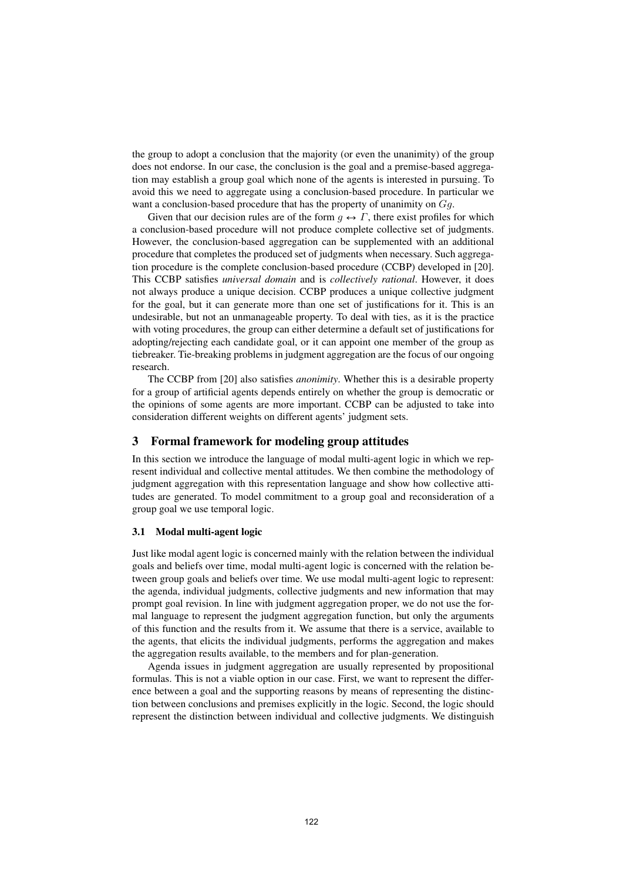the group to adopt a conclusion that the majority (or even the unanimity) of the group does not endorse. In our case, the conclusion is the goal and a premise-based aggregation may establish a group goal which none of the agents is interested in pursuing. To avoid this we need to aggregate using a conclusion-based procedure. In particular we want a conclusion-based procedure that has the property of unanimity on $Gg$.

Given that our decision rules are of the form $g \leftrightarrow \Gamma$, there exist profiles for which a conclusion-based procedure will not produce complete collective set of judgments. However, the conclusion-based aggregation can be supplemented with an additional procedure that completes the produced set of judgments when necessary. Such aggregation procedure is the complete conclusion-based procedure (CCBP) developed in [20]. This CCBP satisfies *universal domain* and is *collectively rational*. However, it does not always produce a unique decision. CCBP produces a unique collective judgment for the goal, but it can generate more than one set of justifications for it. This is an undesirable, but not an unmanageable property. To deal with ties, as it is the practice with voting procedures, the group can either determine a default set of justifications for adopting/rejecting each candidate goal, or it can appoint one member of the group as tiebreaker. Tie-breaking problems in judgment aggregation are the focus of our ongoing research.

The CCBP from [20] also satisfies *anonimity*. Whether this is a desirable property for a group of artificial agents depends entirely on whether the group is democratic or the opinions of some agents are more important. CCBP can be adjusted to take into consideration different weights on different agents' judgment sets.

## 3 Formal framework for modeling group attitudes

In this section we introduce the language of modal multi-agent logic in which we represent individual and collective mental attitudes. We then combine the methodology of judgment aggregation with this representation language and show how collective attitudes are generated. To model commitment to a group goal and reconsideration of a group goal we use temporal logic.

### 3.1 Modal multi-agent logic

Just like modal agent logic is concerned mainly with the relation between the individual goals and beliefs over time, modal multi-agent logic is concerned with the relation between group goals and beliefs over time. We use modal multi-agent logic to represent: the agenda, individual judgments, collective judgments and new information that may prompt goal revision. In line with judgment aggregation proper, we do not use the formal language to represent the judgment aggregation function, but only the arguments of this function and the results from it. We assume that there is a service, available to the agents, that elicits the individual judgments, performs the aggregation and makes the aggregation results available, to the members and for plan-generation.

Agenda issues in judgment aggregation are usually represented by propositional formulas. This is not a viable option in our case. First, we want to represent the difference between a goal and the supporting reasons by means of representing the distinction between conclusions and premises explicitly in the logic. Second, the logic should represent the distinction between individual and collective judgments. We distinguish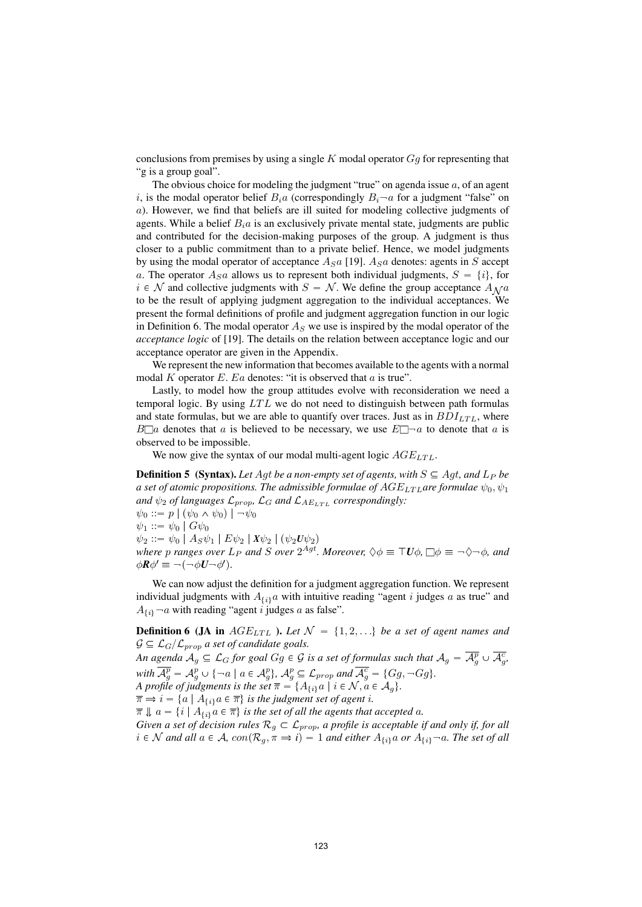conclusions from premises by using a single $K$ modal operator $Gg$ for representing that "g is a group goal".

The obvious choice for modeling the judgment "true" on agenda issue $a$, of an agent $i$, is the modal operator belief $B_i a$ (correspondingly $B_i \neg a$ for a judgment "false" on $a$). However, we find that beliefs are ill suited for modeling collective judgments of agents. While a belief $B_i a$ is an exclusively private mental state, judgments are public and contributed for the decision-making purposes of the group. A judgment is thus closer to a public commitment than to a private belief. Hence, we model judgments by using the modal operator of acceptance $A_S a$ [19]. $A_S a$ denotes: agents in $S$ accept $a$. The operator $A_S a$ allows us to represent both individual judgments, $S = \{i\}$, for $i \in \mathcal{N}$ and collective judgments with $S = \mathcal{N}$. We define the group acceptance $A_{\mathcal{N}} a$ to be the result of applying judgment aggregation to the individual acceptances. We present the formal definitions of profile and judgment aggregation function in our logic in Definition 6. The modal operator $A_S$ we use is inspired by the modal operator of the *acceptance logic* of [19]. The details on the relation between acceptance logic and our acceptance operator are given in the Appendix.

We represent the new information that becomes available to the agents with a normal modal $K$ operator $E$. $Ea$ denotes: "it is observed that $a$ is true".

Lastly, to model how the group attitudes evolve with reconsideration we need a temporal logic. By using $LTL$ we do not need to distinguish between path formulas and state formulas, but we are able to quantify over traces. Just as in $BDI_{LTL}$, where $B\Box a$ denotes that $a$ is believed to be necessary, we use $E\Box\neg a$ to denote that $a$ is observed to be impossible.

We now give the syntax of our modal multi-agent logic $AGE_{LTL}$.

**Definition 5 (Syntax).** *Let $Agt$ be a non-empty set of agents, with $S \subseteq Agt$, and $L_P$ be a set of atomic propositions. The admissible formulae of $AGE_{LTL}$ are formulae $\psi_0, \psi_1$ and $\psi_2$ of languages $\mathcal{L}_{prop}$, $\mathcal{L}_G$ and $\mathcal{L}_{AE_{LTL}}$ correspondingly:*

$\psi_0 ::= p \mid (\psi_0 \wedge \psi_0) \mid \neg\psi_0$

$\psi_1 ::= \psi_0 \mid G\psi_0$

$\psi_2 ::= \psi_0 \mid A_S\psi_1 \mid E\psi_2 \mid \boldsymbol{X}\psi_2 \mid (\psi_2 \boldsymbol{U} \psi_2)$

*where $p$ ranges over $L_P$ and $S$ over $2^{Agt}$. Moreover, $\Diamond\phi \equiv \top\boldsymbol{U}\phi$, $\Box\phi \equiv \neg\Diamond\neg\phi$, and $\phi\boldsymbol{R}\phi' \equiv \neg(\neg\phi\boldsymbol{U}\neg\phi')$.*

We can now adjust the definition for a judgment aggregation function. We represent individual judgments with $A_{\{i\}} a$ with intuitive reading "agent $i$ judges $a$ as true" and $A_{\{i\}} \neg a$ with reading "agent $i$ judges $a$ as false".

**Definition 6 (JA in $AGE_{LTL}$).** *Let $\mathcal{N} = \{1, 2, \ldots\}$ be a set of agent names and $\mathcal{G} \subseteq \mathcal{L}_G / \mathcal{L}_{prop}$ a set of candidate goals.*

*An agenda $\mathcal{A}_g \subseteq \mathcal{L}_G$ for goal $Gg \in \mathcal{G}$ is a set of formulas such that $\mathcal{A}_g = \overline{\mathcal{A}_g^p} \cup \overline{\mathcal{A}_g^c}$, with $\overline{\mathcal{A}_g^p} = \mathcal{A}_g^p \cup \{\neg a \mid a \in \mathcal{A}_g^p\}$, $\mathcal{A}_g^p \subseteq \mathcal{L}_{prop}$ and $\overline{\mathcal{A}_g^c} = \{Gg, \neg Gg\}$.*

*A profile of judgments is the set $\overline{\pi} = \{A_{\{i\}} a \mid i \in \mathcal{N}, a \in \mathcal{A}_g\}$.*

*$\overline{\pi} \Rrightarrow i = \{a \mid A_{\{i\}} a \in \overline{\pi}\}$ is the judgment set of agent $i$.*

*$\overline{\pi} \Downarrow a = \{i \mid A_{\{i\}} a \in \overline{\pi}\}$ is the set of all the agents that accepted $a$.*

*Given a set of decision rules $\mathcal{R}_g \subset \mathcal{L}_{prop}$, a profile is acceptable if and only if, for all $i \in \mathcal{N}$ and all $a \in \mathcal{A}$, $con(\mathcal{R}_g, \pi \Rrightarrow i) = 1$ and either $A_{\{i\}} a$ or $A_{\{i\}} \neg a$. The set of all*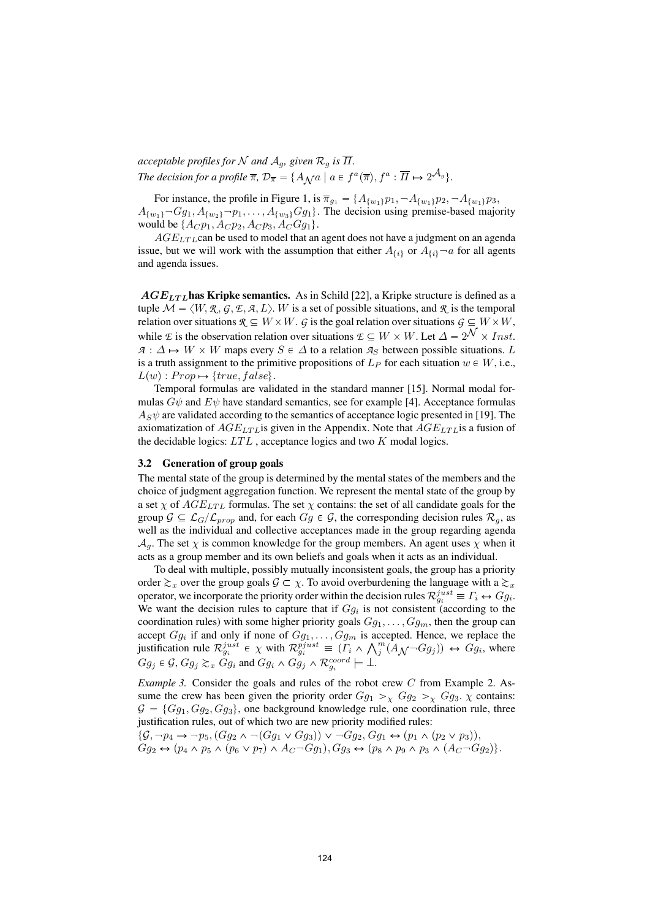*acceptable profiles for $\mathcal{N}$ and $\mathcal{A}_g$, given $\mathcal{R}_g$ is $\overline{\Pi}$.*
*The decision for a profile $\overline{\pi}$, $\mathcal{D}_{\overline{\pi}} = \{A_{\mathcal{N}} a \mid a \in f^a(\overline{\pi}), f^a : \overline{\Pi} \mapsto 2^{\mathcal{A}_g}\}$.*

For instance, the profile in Figure 1, is $\overline{\pi}_{g_1} = \{A_{\{w_1\}} p_1, \neg A_{\{w_1\}} p_2, \neg A_{\{w_1\}} p_3, A_{\{w_1\}} \neg Gg_1, A_{\{w_2\}} \neg p_1, \ldots, A_{\{w_3\}} Gg_1\}$. The decision using premise-based majority would be $\{A_C p_1, A_C p_2, A_C p_3, A_C Gg_1\}$.

$AGE_{LTL}$ can be used to model that an agent does not have a judgment on an agenda issue, but we will work with the assumption that either $A_{\{i\}}$ or $A_{\{i\}} \neg a$ for all agents and agenda issues.

**$AGE_{LTL}$ has Kripke semantics.** As in Schild [22], a Kripke structure is defined as a tuple $\mathcal{M} = \langle W, \mathcal{R}, \mathcal{G}, \mathcal{E}, \mathcal{A}, L \rangle$. $W$ is a set of possible situations, and $\mathcal{R}$ is the temporal relation over situations $\mathcal{R} \subseteq W \times W$. $\mathcal{G}$ is the goal relation over situations $\mathcal{G} \subseteq W \times W$, while $\mathcal{E}$ is the observation relation over situations $\mathcal{E} \subseteq W \times W$. Let $\Delta = 2^{\mathcal{N}} \times Inst$. $\mathcal{A} : \Delta \mapsto W \times W$ maps every $S \in \Delta$ to a relation $\mathcal{A}_S$ between possible situations. $L$ is a truth assignment to the primitive propositions of $L_P$ for each situation $w \in W$, i.e., $L(w) : Prop \mapsto \{true, false\}$.

Temporal formulas are validated in the standard manner [15]. Normal modal formulas $G\psi$ and $E\psi$ have standard semantics, see for example [4]. Acceptance formulas $A_S \psi$ are validated according to the semantics of acceptance logic presented in [19]. The axiomatization of $AGE_{LTL}$ is given in the Appendix. Note that $AGE_{LTL}$ is a fusion of the decidable logics: $LTL$, acceptance logics and two $K$ modal logics.

### 3.2 Generation of group goals

The mental state of the group is determined by the mental states of the members and the choice of judgment aggregation function. We represent the mental state of the group by a set $\chi$ of $AGE_{LTL}$ formulas. The set $\chi$ contains: the set of all candidate goals for the group $\mathcal{G} \subseteq \mathcal{L}_G / \mathcal{L}_{prop}$ and, for each $Gg \in \mathcal{G}$, the corresponding decision rules $\mathcal{R}_g$, as well as the individual and collective acceptances made in the group regarding agenda $\mathcal{A}_g$. The set $\chi$ is common knowledge for the group members. An agent uses $\chi$ when it acts as a group member and its own beliefs and goals when it acts as an individual.

To deal with multiple, possibly mutually inconsistent goals, the group has a priority order $\gtrsim_x$ over the group goals $\mathcal{G} \subset \chi$. To avoid overburdening the language with a $\gtrsim_x$ operator, we incorporate the priority order within the decision rules $\mathcal{R}^{just}_{g_i} \equiv \Gamma_i \leftrightarrow Gg_i$. We want the decision rules to capture that if $Gg_i$ is not consistent (according to the coordination rules) with some higher priority goals $Gg_1, \ldots, Gg_m$, then the group can accept $Gg_i$ if and only if none of $Gg_1, \ldots, Gg_m$ is accepted. Hence, we replace the justification rule $\mathcal{R}^{just}_{g_i} \in \chi$ with $\mathcal{R}^{pjust}_{g_i} \equiv (\Gamma_i \wedge \bigwedge_j^m (A_{\mathcal{N}} \neg Gg_j)) \leftrightarrow Gg_i$, where $Gg_j \in \mathcal{G}$, $Gg_j \gtrsim_x Gg_i$ and $Gg_i \wedge Gg_j \wedge \mathcal{R}^{coord}_{g_i} \models \bot$.

*Example 3.* Consider the goals and rules of the robot crew $C$ from Example 2. Assume the crew has been given the priority order $Gg_1 >_\chi Gg_2 >_\chi Gg_3$. $\chi$ contains: $\mathcal{G} = \{Gg_1, Gg_2, Gg_3\}$, one background knowledge rule, one coordination rule, three justification rules, out of which two are new priority modified rules:
$\{\mathcal{G}, \neg p_4 \rightarrow \neg p_5, (Gg_2 \wedge \neg(Gg_1 \vee Gg_3)) \vee \neg Gg_2, Gg_1 \leftrightarrow (p_1 \wedge (p_2 \vee p_3)),$
$Gg_2 \leftrightarrow (p_4 \wedge p_5 \wedge (p_6 \vee p_7) \wedge A_C \neg Gg_1), Gg_3 \leftrightarrow (p_8 \wedge p_9 \wedge p_3 \wedge (A_C \neg Gg_2)\}$.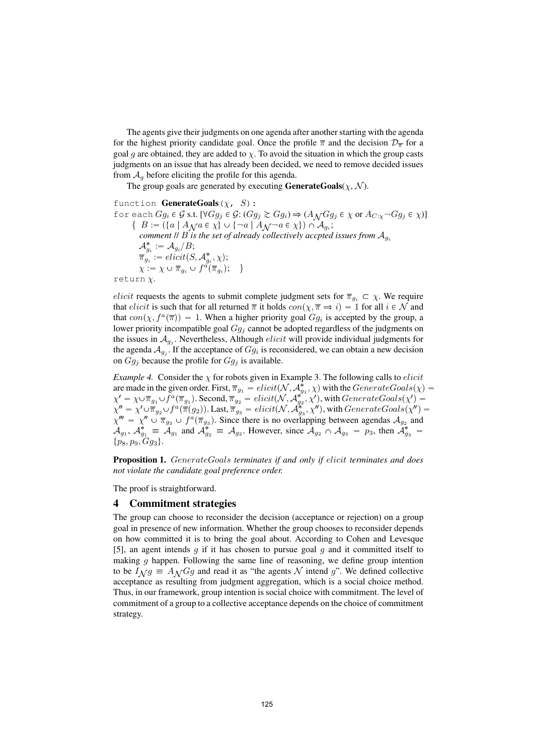The agents give their judgments on one agenda after another starting with the agenda for the highest priority candidate goal. Once the profile $\overline{\pi}$ and the decision $\mathcal{D}_{\overline{\pi}}$ for a goal $g$ are obtained, they are added to $\chi$. To avoid the situation in which the group casts judgments on an issue that has already been decided, we need to remove decided issues from $\mathcal{A}_g$ before eliciting the profile for this agenda.

The group goals are generated by executing **GenerateGoals**($\chi$, $\mathcal{N}$).

function **GenerateGoals**($\chi$, $S$):
for each $Gg_i \in \mathcal{G}$ s.t. $[\forall Gg_j \in \mathcal{G}$: $(Gg_j \gtrsim Gg_i) \Rightarrow (A_{\mathcal{N}} Gg_j \in \chi$ or $A_{C:\chi} \neg Gg_j \in \chi)]$
  { $B := (\{a \mid A_{\mathcal{N}} a \in \chi\} \cup \{\neg a \mid A_{\mathcal{N}} \neg a \in \chi\}) \cap \mathcal{A}_{g_i}$;
  *comment // B is the set of already collectively accpted issues from* $\mathcal{A}_{g_i}$
  $\mathcal{A}^*_{g_i} := \mathcal{A}_{g_i}/B$;
  $\overline{\pi}_{g_i} := elicit(S, \mathcal{A}^*_{g_i}, \chi)$;
  $\chi := \chi \cup \overline{\pi}_{g_i} \cup f^a(\overline{\pi}_{g_i})$; }
return $\chi$.

$elicit$ requests the agents to submit complete judgment sets for $\overline{\pi}_{g_i} \subset \chi$. We require that $elicit$ is such that for all returned $\overline{\pi}$ it holds $con(\chi, \overline{\pi} \Rrightarrow i) = 1$ for all $i \in \mathcal{N}$ and that $con(\chi, f^a(\overline{\pi})) = 1$. When a higher priority goal $Gg_i$ is accepted by the group, a lower priority incompatible goal $Gg_j$ cannot be adopted regardless of the judgments on the issues in $\mathcal{A}_{g_j}$. Nevertheless, Although $elicit$ will provide individual judgments for the agenda $\mathcal{A}_{g_j}$. If the acceptance of $Gg_i$ is reconsidered, we can obtain a new decision on $Gg_j$ because the profile for $Gg_j$ is available.

*Example 4.* Consider the $\chi$ for robots given in Example 3. The following calls to $elicit$ are made in the given order. First, $\overline{\pi}_{g_1} = elicit(\mathcal{N}, \mathcal{A}^*_{g_1}, \chi)$ with the $GenerateGoals(\chi) = \chi' = \chi \cup \overline{\pi}_{g_1} \cup f^a(\overline{\pi}_{g_1})$. Second, $\overline{\pi}_{g_2} = elicit(\mathcal{N}, \mathcal{A}^*_{g_2}, \chi')$, with $GenerateGoals(\chi') = \chi'' = \chi' \cup \overline{\pi}_{g_2} \cup f^a(\overline{\pi}(g_2))$. Last, $\overline{\pi}_{g_3} = elicit(\mathcal{N}, \mathcal{A}^*_{g_3}, \chi'')$, with $GenerateGoals(\chi'') = \chi''' = \chi'' \cup \overline{\pi}_{g_3} \cup f^a(\overline{\pi}_{g_3})$. Since there is no overlapping between agendas $\mathcal{A}_{g_2}$ and $\mathcal{A}_{g_1}$, $\mathcal{A}^*_{g_1} \equiv \mathcal{A}_{g_1}$ and $\mathcal{A}^*_{g_2} \equiv \mathcal{A}_{g_2}$. However, since $\mathcal{A}_{g_2} \cap \mathcal{A}_{g_3} = p_3$, then $\mathcal{A}^*_{g_3} = \{p_8, p_9, Gg_3\}$.

**Proposition 1.** *$GenerateGoals$ terminates if and only if $elicit$ terminates and does not violate the candidate goal preference order.*

The proof is straightforward.

## 4 Commitment strategies

The group can choose to reconsider the decision (acceptance or rejection) on a group goal in presence of new information. Whether the group chooses to reconsider depends on how committed it is to bring the goal about. According to Cohen and Levesque [5], an agent intends $g$ if it has chosen to pursue goal $g$ and it committed itself to making $g$ happen. Following the same line of reasoning, we define group intention to be $I_{\mathcal{N}} g \equiv A_{\mathcal{N}} Gg$ and read it as "the agents $\mathcal{N}$ intend $g$". We defined collective acceptance as resulting from judgment aggregation, which is a social choice method. Thus, in our framework, group intention is social choice with commitment. The level of commitment of a group to a collective acceptance depends on the choice of commitment strategy.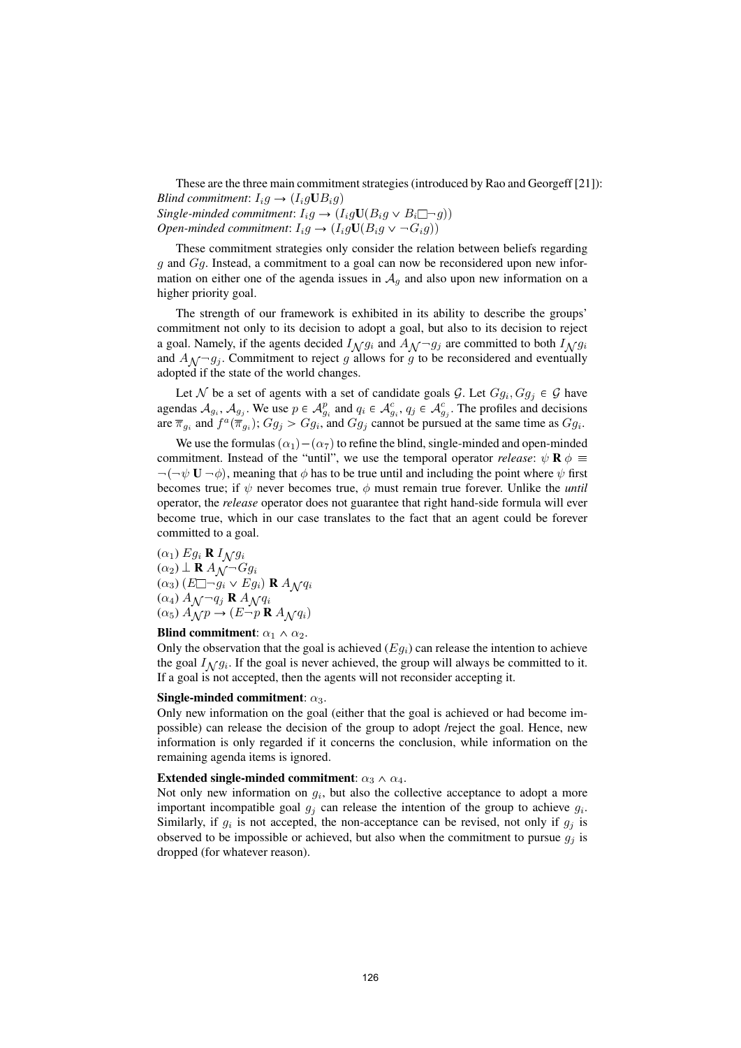These are the three main commitment strategies (introduced by Rao and Georgeff [21]):
*Blind commitment*: $I_i g \rightarrow (I_i g \mathbf{U} B_i g)$
*Single-minded commitment*: $I_i g \rightarrow (I_i g \mathbf{U}(B_i g \vee B_i \Box \neg g))$
*Open-minded commitment*: $I_i g \rightarrow (I_i g \mathbf{U}(B_i g \vee \neg G_i g))$

These commitment strategies only consider the relation between beliefs regarding $g$ and $Gg$. Instead, a commitment to a goal can now be reconsidered upon new information on either one of the agenda issues in $\mathcal{A}_g$ and also upon new information on a higher priority goal.

The strength of our framework is exhibited in its ability to describe the groups' commitment not only to its decision to adopt a goal, but also to its decision to reject a goal. Namely, if the agents decided $I_{\mathcal{N}} g_i$ and $A_{\mathcal{N}} \neg g_j$ are committed to both $I_{\mathcal{N}} g_i$ and $A_{\mathcal{N}} \neg g_j$. Commitment to reject $g$ allows for $g$ to be reconsidered and eventually adopted if the state of the world changes.

Let $\mathcal{N}$ be a set of agents with a set of candidate goals $\mathcal{G}$. Let $Gg_i, Gg_j \in \mathcal{G}$ have agendas $\mathcal{A}_{g_i}, \mathcal{A}_{g_j}$. We use $p \in \mathcal{A}^p_{g_i}$ and $q_i \in \mathcal{A}^c_{g_i}$, $q_j \in \mathcal{A}^c_{g_j}$. The profiles and decisions are $\overline{\pi}_{g_i}$ and $f^a(\overline{\pi}_{g_i})$; $Gg_j > Gg_i$, and $Gg_j$ cannot be pursued at the same time as $Gg_i$.

We use the formulas $(\alpha_1) - (\alpha_7)$ to refine the blind, single-minded and open-minded commitment. Instead of the "until", we use the temporal operator *release*: $\psi \mathbf{R} \phi \equiv \neg(\neg \psi \mathbf{U} \neg \phi)$, meaning that $\phi$ has to be true until and including the point where $\psi$ first becomes true; if $\psi$ never becomes true, $\phi$ must remain true forever. Unlike the *until* operator, the *release* operator does not guarantee that right hand-side formula will ever become true, which in our case translates to the fact that an agent could be forever committed to a goal.

$(\alpha_1)$ $Eg_i \mathbf{R} I_{\mathcal{N}} g_i$
$(\alpha_2)$ $\bot \mathbf{R} A_{\mathcal{N}} \neg Gg_i$
$(\alpha_3)$ $(E \Box \neg g_i \vee Eg_i) \mathbf{R} A_{\mathcal{N}} q_i$
$(\alpha_4)$ $A_{\mathcal{N}} \neg q_j \mathbf{R} A_{\mathcal{N}} q_i$
$(\alpha_5)$ $A_{\mathcal{N}} p \rightarrow (E \neg p \mathbf{R} A_{\mathcal{N}} q_i)$

**Blind commitment**: $\alpha_1 \wedge \alpha_2$.
Only the observation that the goal is achieved ($Eg_i$) can release the intention to achieve the goal $I_{\mathcal{N}} g_i$. If the goal is never achieved, the group will always be committed to it. If a goal is not accepted, then the agents will not reconsider accepting it.

**Single-minded commitment**: $\alpha_3$.
Only new information on the goal (either that the goal is achieved or had become impossible) can release the decision of the group to adopt /reject the goal. Hence, new information is only regarded if it concerns the conclusion, while information on the remaining agenda items is ignored.

**Extended single-minded commitment**: $\alpha_3 \wedge \alpha_4$.
Not only new information on $g_i$, but also the collective acceptance to adopt a more important incompatible goal $g_j$ can release the intention of the group to achieve $g_i$. Similarly, if $g_i$ is not accepted, the non-acceptance can be revised, not only if $g_j$ is observed to be impossible or achieved, but also when the commitment to pursue $g_j$ is dropped (for whatever reason).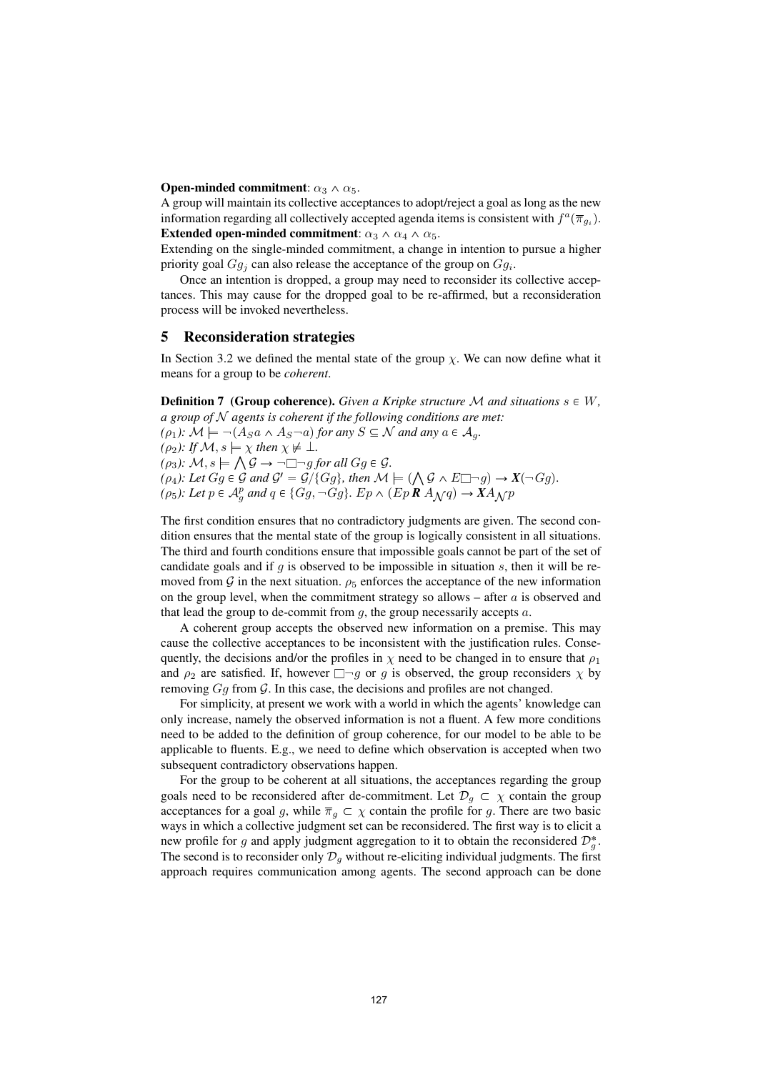**Open-minded commitment**: $\alpha_3 \wedge \alpha_5$.

A group will maintain its collective acceptances to adopt/reject a goal as long as the new information regarding all collectively accepted agenda items is consistent with $f^{a}(\overline{\pi}_{g_i})$.

**Extended open-minded commitment**: $\alpha_3 \wedge \alpha_4 \wedge \alpha_5$.

Extending on the single-minded commitment, a change in intention to pursue a higher priority goal $Gg_j$ can also release the acceptance of the group on $Gg_i$.

Once an intention is dropped, a group may need to reconsider its collective acceptances. This may cause for the dropped goal to be re-affirmed, but a reconsideration process will be invoked nevertheless.

## 5 Reconsideration strategies

In Section 3.2 we defined the mental state of the group $\chi$. We can now define what it means for a group to be *coherent*.

**Definition 7 (Group coherence).** *Given a Kripke structure $\mathcal{M}$ and situations $s \in W$, a group of $\mathcal{N}$ agents is coherent if the following conditions are met:*

*($\rho_1$): $\mathcal{M} \models \neg(A_S a \wedge A_S \neg a)$ for any $S \subseteq \mathcal{N}$ and any $a \in \mathcal{A}_g$.*

*($\rho_2$): If $\mathcal{M}, s \models \chi$ then $\chi \not\models \bot$.*

*($\rho_3$): $\mathcal{M}, s \models \bigwedge \mathcal{G} \rightarrow \neg\Box\neg g$ for all $Gg \in \mathcal{G}$.*

*($\rho_4$): Let $Gg \in \mathcal{G}$ and $\mathcal{G}' = \mathcal{G}/\{Gg\}$, then $\mathcal{M} \models (\bigwedge \mathcal{G} \wedge E\Box\neg g) \rightarrow \boldsymbol{X}(\neg Gg)$.*

*($\rho_5$): Let $p \in \mathcal{A}_g^p$ and $q \in \{Gg, \neg Gg\}$. $Ep \wedge (Ep\, \boldsymbol{R}\, A_{\mathcal{N}}q) \rightarrow \boldsymbol{X}A_{\mathcal{N}}p$*

The first condition ensures that no contradictory judgments are given. The second condition ensures that the mental state of the group is logically consistent in all situations. The third and fourth conditions ensure that impossible goals cannot be part of the set of candidate goals and if $g$ is observed to be impossible in situation $s$, then it will be removed from $\mathcal{G}$ in the next situation. $\rho_5$ enforces the acceptance of the new information on the group level, when the commitment strategy so allows – after $a$ is observed and that lead the group to de-commit from $g$, the group necessarily accepts $a$.

A coherent group accepts the observed new information on a premise. This may cause the collective acceptances to be inconsistent with the justification rules. Consequently, the decisions and/or the profiles in $\chi$ need to be changed in to ensure that $\rho_1$ and $\rho_2$ are satisfied. If, however $\Box\neg g$ or $g$ is observed, the group reconsiders $\chi$ by removing $Gg$ from $\mathcal{G}$. In this case, the decisions and profiles are not changed.

For simplicity, at present we work with a world in which the agents' knowledge can only increase, namely the observed information is not a fluent. A few more conditions need to be added to the definition of group coherence, for our model to be able to be applicable to fluents. E.g., we need to define which observation is accepted when two subsequent contradictory observations happen.

For the group to be coherent at all situations, the acceptances regarding the group goals need to be reconsidered after de-commitment. Let $\mathcal{D}_g \subset \chi$ contain the group acceptances for a goal $g$, while $\overline{\pi}_g \subset \chi$ contain the profile for $g$. There are two basic ways in which a collective judgment set can be reconsidered. The first way is to elicit a new profile for $g$ and apply judgment aggregation to it to obtain the reconsidered $\mathcal{D}_g^*$. The second is to reconsider only $\mathcal{D}_g$ without re-eliciting individual judgments. The first approach requires communication among agents. The second approach can be done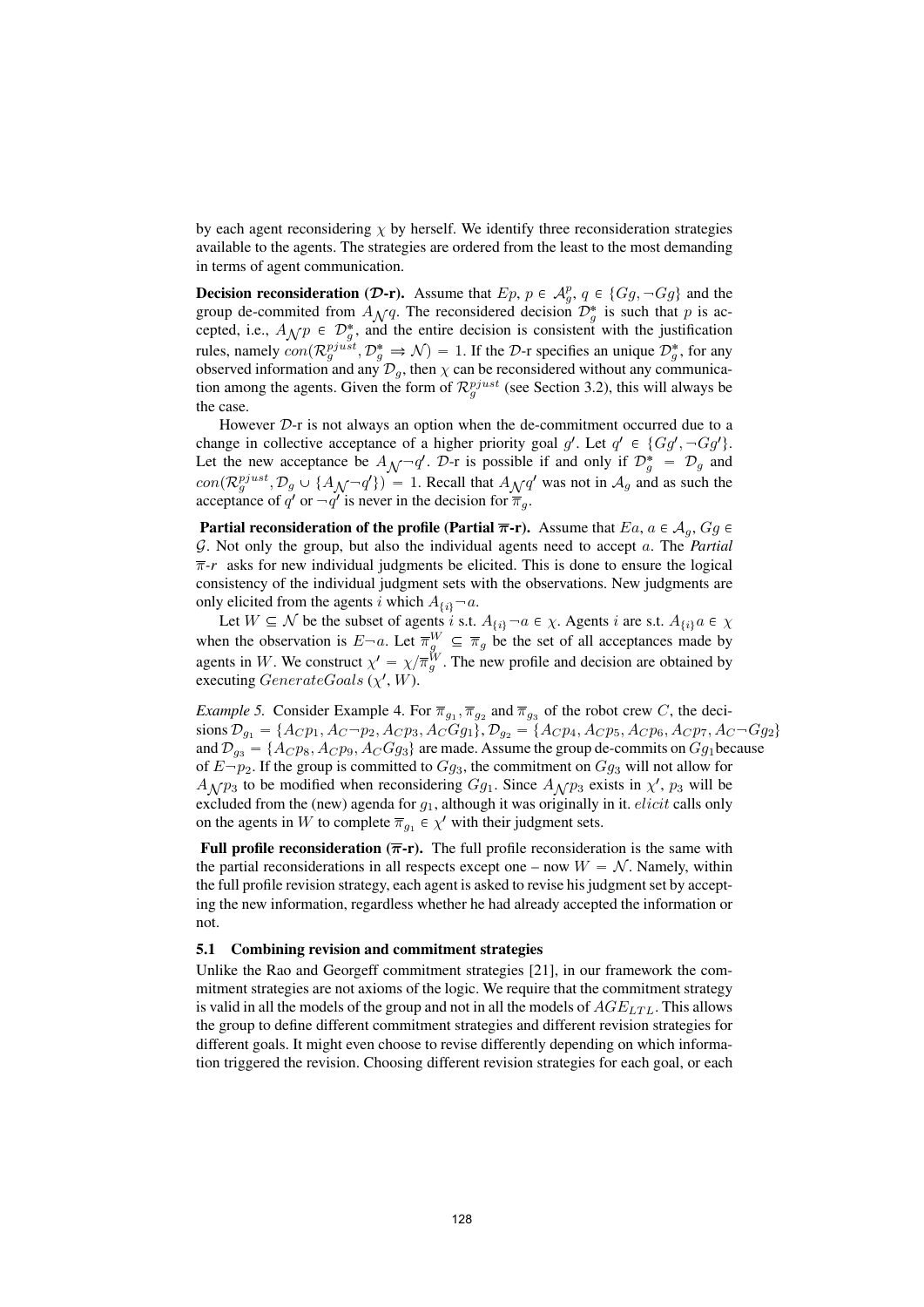by each agent reconsidering $\chi$ by herself. We identify three reconsideration strategies available to the agents. The strategies are ordered from the least to the most demanding in terms of agent communication.

**Decision reconsideration ($\mathcal{D}$-r).** Assume that $Ep$, $p \in \mathcal{A}_g^p$, $q \in \{Gg, \neg Gg\}$ and the group de-commited from $A_{\mathcal{N}}q$. The reconsidered decision $\mathcal{D}_g^*$ is such that $p$ is accepted, i.e., $A_{\mathcal{N}}p \in \mathcal{D}_g^*$, and the entire decision is consistent with the justification rules, namely $con(\mathcal{R}_g^{pjust}, \mathcal{D}_g^* \Rightarrow \mathcal{N}) = 1$. If the $\mathcal{D}$-r specifies an unique $\mathcal{D}_g^*$, for any observed information and any $\mathcal{D}_g$, then $\chi$ can be reconsidered without any communication among the agents. Given the form of $\mathcal{R}_g^{pjust}$ (see Section 3.2), this will always be the case.

However $\mathcal{D}$-r is not always an option when the de-commitment occurred due to a change in collective acceptance of a higher priority goal $g'$. Let $q' \in \{Gg', \neg Gg'\}$. Let the new acceptance be $A_{\mathcal{N}}\neg q'$. $\mathcal{D}$-r is possible if and only if $\mathcal{D}_g^* = \mathcal{D}_g$ and $con(\mathcal{R}_g^{pjust}, \mathcal{D}_g \cup \{A_{\mathcal{N}}\neg q'\}) = 1$. Recall that $A_{\mathcal{N}}q'$ was not in $\mathcal{A}_g$ and as such the acceptance of $q'$ or $\neg q'$ is never in the decision for $\overline{\pi}_g$.

**Partial reconsideration of the profile (Partial $\overline{\pi}$-r).** Assume that $Ea$, $a \in \mathcal{A}_g$, $Gg \in \mathcal{G}$. Not only the group, but also the individual agents need to accept $a$. The *Partial $\overline{\pi}$-r* asks for new individual judgments be elicited. This is done to ensure the logical consistency of the individual judgment sets with the observations. New judgments are only elicited from the agents $i$ which $A_{\{i\}}\neg a$.

Let $W \subseteq \mathcal{N}$ be the subset of agents $i$ s.t. $A_{\{i\}}\neg a \in \chi$. Agents $i$ are s.t. $A_{\{i\}}a \in \chi$ when the observation is $E\neg a$. Let $\overline{\pi}_g^W \subseteq \overline{\pi}_g$ be the set of all acceptances made by agents in $W$. We construct $\chi' = \chi / \overline{\pi}_g^W$. The new profile and decision are obtained by executing $GenerateGoals\ (\chi', W)$.

*Example 5.* Consider Example 4. For $\overline{\pi}_{g_1}, \overline{\pi}_{g_2}$ and $\overline{\pi}_{g_3}$ of the robot crew $C$, the decisions $\mathcal{D}_{g_1} = \{A_C p_1, A_C \neg p_2, A_C p_3, A_C Gg_1\}$, $\mathcal{D}_{g_2} = \{A_C p_4, A_C p_5, A_C p_6, A_C p_7, A_C \neg Gg_2\}$ and $\mathcal{D}_{g_3} = \{A_C p_8, A_C p_9, A_C Gg_3\}$ are made. Assume the group de-commits on $Gg_1$ because of $E\neg p_2$. If the group is committed to $Gg_3$, the commitment on $Gg_3$ will not allow for $A_{\mathcal{N}}p_3$ to be modified when reconsidering $Gg_1$. Since $A_{\mathcal{N}}p_3$ exists in $\chi'$, $p_3$ will be excluded from the (new) agenda for $g_1$, although it was originally in it. $elicit$ calls only on the agents in $W$ to complete $\overline{\pi}_{g_1} \in \chi'$ with their judgment sets.

**Full profile reconsideration ($\overline{\pi}$-r).** The full profile reconsideration is the same with the partial reconsiderations in all respects except one – now $W = \mathcal{N}$. Namely, within the full profile revision strategy, each agent is asked to revise his judgment set by accepting the new information, regardless whether he had already accepted the information or not.

### 5.1 Combining revision and commitment strategies

Unlike the Rao and Georgeff commitment strategies [21], in our framework the commitment strategies are not axioms of the logic. We require that the commitment strategy is valid in all the models of the group and not in all the models of $AGE_{LTL}$. This allows the group to define different commitment strategies and different revision strategies for different goals. It might even choose to revise differently depending on which information triggered the revision. Choosing different revision strategies for each goal, or each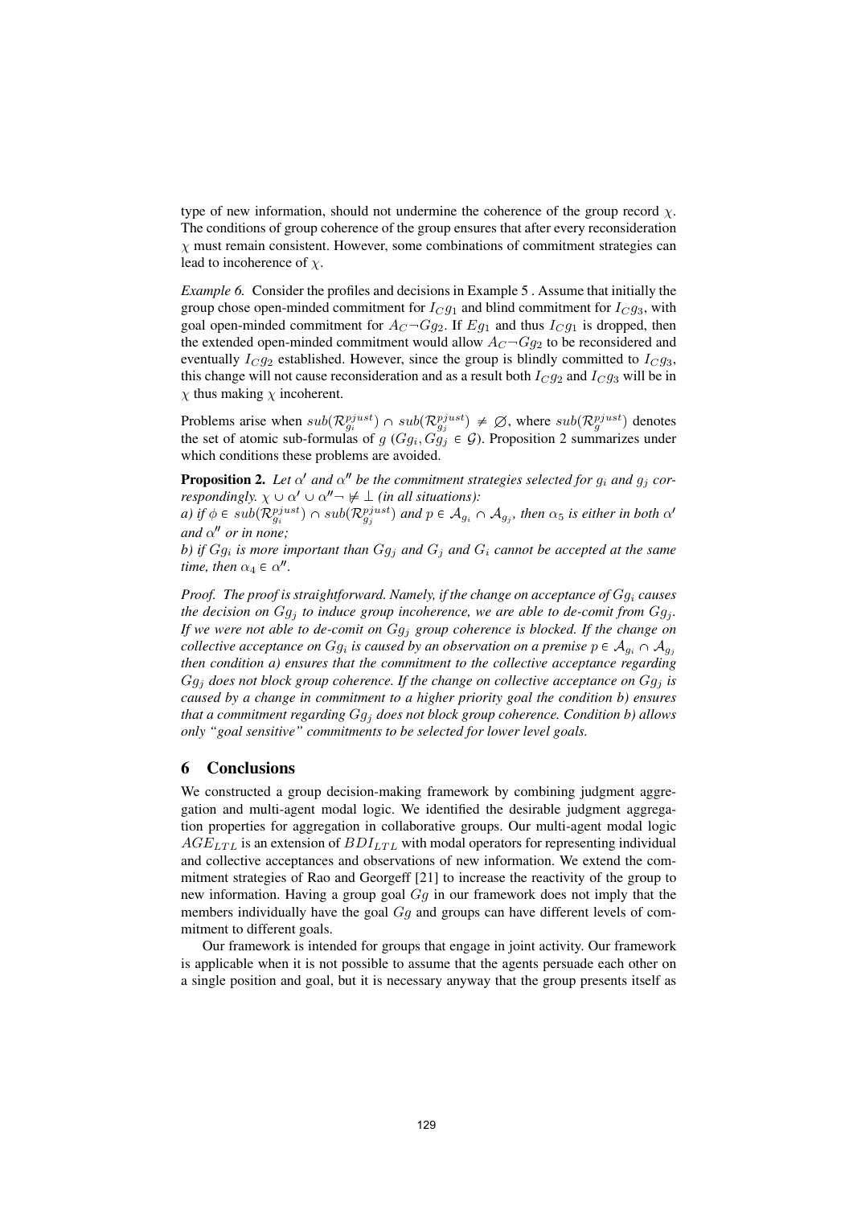type of new information, should not undermine the coherence of the group record $\chi$. The conditions of group coherence of the group ensures that after every reconsideration $\chi$ must remain consistent. However, some combinations of commitment strategies can lead to incoherence of $\chi$.

*Example 6.* Consider the profiles and decisions in Example 5 . Assume that initially the group chose open-minded commitment for $I_C g_1$ and blind commitment for $I_C g_3$, with goal open-minded commitment for $A_C \neg G g_2$. If $E g_1$ and thus $I_C g_1$ is dropped, then the extended open-minded commitment would allow $A_C \neg G g_2$ to be reconsidered and eventually $I_C g_2$ established. However, since the group is blindly committed to $I_C g_3$, this change will not cause reconsideration and as a result both $I_C g_2$ and $I_C g_3$ will be in $\chi$ thus making $\chi$ incoherent.

Problems arise when $sub(\mathcal{R}^{pjust}_{g_i}) \cap sub(\mathcal{R}^{pjust}_{g_j}) \neq \varnothing$, where $sub(\mathcal{R}^{pjust}_{g})$ denotes the set of atomic sub-formulas of $g$ ($Gg_i, Gg_j \in \mathcal{G}$). Proposition 2 summarizes under which conditions these problems are avoided.

**Proposition 2.** *Let $\alpha'$ and $\alpha''$ be the commitment strategies selected for $g_i$ and $g_j$ correspondingly. $\chi \cup \alpha' \cup \alpha''\neg \not\models \bot$ (in all situations):*
*a) if $\phi \in sub(\mathcal{R}^{pjust}_{g_i}) \cap sub(\mathcal{R}^{pjust}_{g_j})$ and $p \in \mathcal{A}_{g_i} \cap \mathcal{A}_{g_j}$, then $\alpha_5$ is either in both $\alpha'$ and $\alpha''$ or in none;*
*b) if $Gg_i$ is more important than $Gg_j$ and $G_j$ and $G_i$ cannot be accepted at the same time, then $\alpha_4 \in \alpha''$.*

*Proof. The proof is straightforward. Namely, if the change on acceptance of $Gg_i$ causes the decision on $Gg_j$ to induce group incoherence, we are able to de-comit from $Gg_j$. If we were not able to de-comit on $Gg_j$ group coherence is blocked. If the change on collective acceptance on $Gg_i$ is caused by an observation on a premise $p \in \mathcal{A}_{g_i} \cap \mathcal{A}_{g_j}$ then condition a) ensures that the commitment to the collective acceptance regarding $Gg_j$ does not block group coherence. If the change on collective acceptance on $Gg_j$ is caused by a change in commitment to a higher priority goal the condition b) ensures that a commitment regarding $Gg_j$ does not block group coherence. Condition b) allows only "goal sensitive" commitments to be selected for lower level goals.*

## 6 Conclusions

We constructed a group decision-making framework by combining judgment aggregation and multi-agent modal logic. We identified the desirable judgment aggregation properties for aggregation in collaborative groups. Our multi-agent modal logic $AGE_{LTL}$ is an extension of $BDI_{LTL}$ with modal operators for representing individual and collective acceptances and observations of new information. We extend the commitment strategies of Rao and Georgeff [21] to increase the reactivity of the group to new information. Having a group goal $Gg$ in our framework does not imply that the members individually have the goal $Gg$ and groups can have different levels of commitment to different goals.

Our framework is intended for groups that engage in joint activity. Our framework is applicable when it is not possible to assume that the agents persuade each other on a single position and goal, but it is necessary anyway that the group presents itself as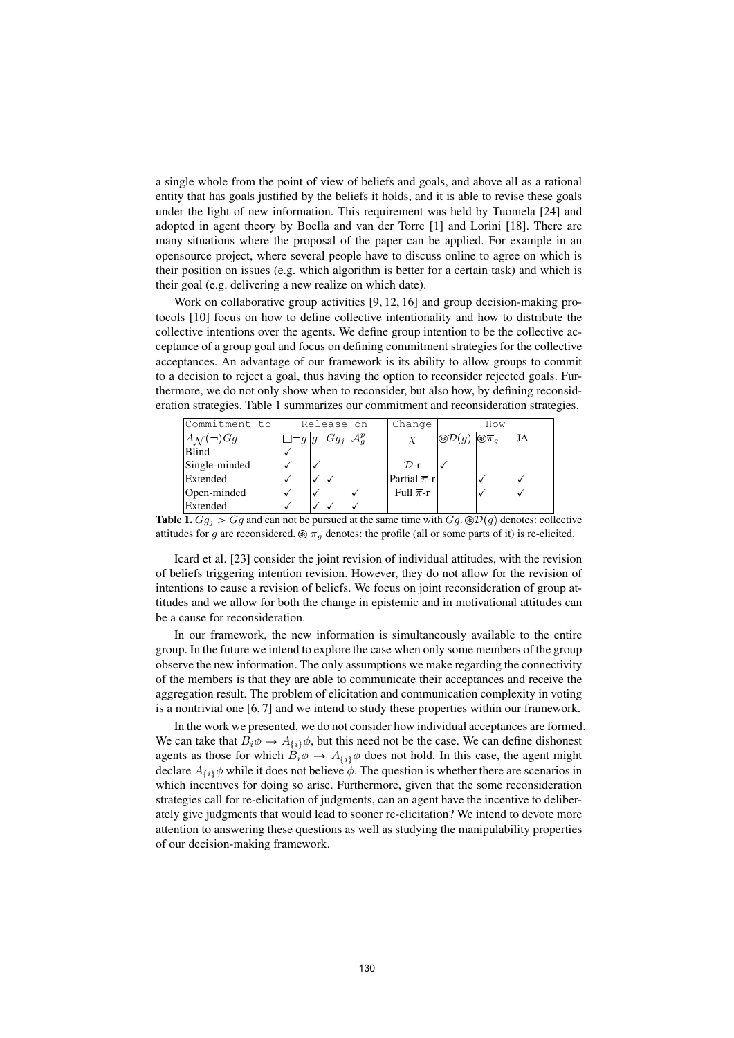a single whole from the point of view of beliefs and goals, and above all as a rational entity that has goals justified by the beliefs it holds, and it is able to revise these goals under the light of new information. This requirement was held by Tuomela [24] and adopted in agent theory by Boella and van der Torre [1] and Lorini [18]. There are many situations where the proposal of the paper can be applied. For example in an opensource project, where several people have to discuss online to agree on which is their position on issues (e.g. which algorithm is better for a certain task) and which is their goal (e.g. delivering a new realize on which date).

Work on collaborative group activities [9, 12, 16] and group decision-making protocols [10] focus on how to define collective intentionality and how to distribute the collective intentions over the agents. We define group intention to be the collective acceptance of a group goal and focus on defining commitment strategies for the collective acceptances. An advantage of our framework is its ability to allow groups to commit to a decision to reject a goal, thus having the option to reconsider rejected goals. Furthermore, we do not only show when to reconsider, but also how, by defining reconsideration strategies. Table 1 summarizes our commitment and reconsideration strategies.

| Commitment to | Release on | | | | Change | How | | |
|---|---|---|---|---|---|---|---|---|
| $A_{\mathcal{N}}(\neg)Gg$ | $\Box\neg g$ | $g$ | $Gg_j$ | $\mathcal{A}_g^p$ | $\chi$ | $\circledast\mathcal{D}(g)$ | $\circledast\overline{\pi}_g$ | JA |
| Blind | ✓ | | | | | | | |
| Single-minded | ✓ | ✓ | | | $\mathcal{D}$-r | ✓ | | |
| Extended | ✓ | ✓ | ✓ | | Partial $\overline{\pi}$-r | | ✓ | ✓ |
| Open-minded | ✓ | ✓ | | ✓ | Full $\overline{\pi}$-r | | ✓ | ✓ |
| Extended | ✓ | ✓ | ✓ | ✓ | | | | |

**Table 1.** $Gg_j > Gg$ and can not be pursued at the same time with $Gg$. $\circledast\mathcal{D}(g)$ denotes: collective attitudes for $g$ are reconsidered. $\circledast\,\overline{\pi}_g$ denotes: the profile (all or some parts of it) is re-elicited.

Icard et al. [23] consider the joint revision of individual attitudes, with the revision of beliefs triggering intention revision. However, they do not allow for the revision of intentions to cause a revision of beliefs. We focus on joint reconsideration of group attitudes and we allow for both the change in epistemic and in motivational attitudes can be a cause for reconsideration.

In our framework, the new information is simultaneously available to the entire group. In the future we intend to explore the case when only some members of the group observe the new information. The only assumptions we make regarding the connectivity of the members is that they are able to communicate their acceptances and receive the aggregation result. The problem of elicitation and communication complexity in voting is a nontrivial one [6, 7] and we intend to study these properties within our framework.

In the work we presented, we do not consider how individual acceptances are formed. We can take that $B_i\phi \rightarrow A_{\{i\}}\phi$, but this need not be the case. We can define dishonest agents as those for which $B_i\phi \rightarrow A_{\{i\}}\phi$ does not hold. In this case, the agent might declare $A_{\{i\}}\phi$ while it does not believe $\phi$. The question is whether there are scenarios in which incentives for doing so arise. Furthermore, given that the some reconsideration strategies call for re-elicitation of judgments, can an agent have the incentive to deliberately give judgments that would lead to sooner re-elicitation? We intend to devote more attention to answering these questions as well as studying the manipulability properties of our decision-making framework.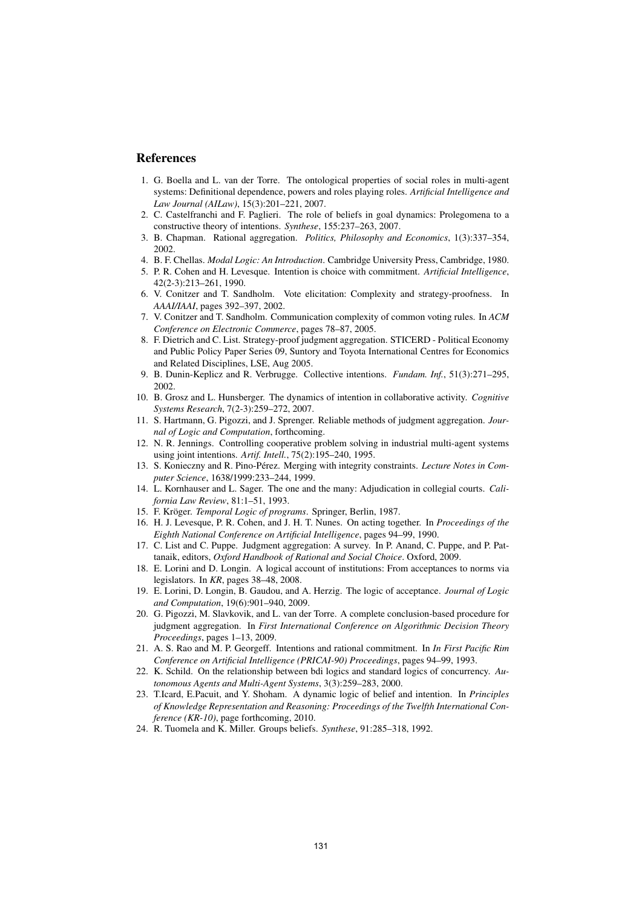## References

1. G. Boella and L. van der Torre. The ontological properties of social roles in multi-agent systems: Definitional dependence, powers and roles playing roles. *Artificial Intelligence and Law Journal (AILaw)*, 15(3):201–221, 2007.
2. C. Castelfranchi and F. Paglieri. The role of beliefs in goal dynamics: Prolegomena to a constructive theory of intentions. *Synthese*, 155:237–263, 2007.
3. B. Chapman. Rational aggregation. *Politics, Philosophy and Economics*, 1(3):337–354, 2002.
4. B. F. Chellas. *Modal Logic: An Introduction*. Cambridge University Press, Cambridge, 1980.
5. P. R. Cohen and H. Levesque. Intention is choice with commitment. *Artificial Intelligence*, 42(2-3):213–261, 1990.
6. V. Conitzer and T. Sandholm. Vote elicitation: Complexity and strategy-proofness. In *AAAI/IAAI*, pages 392–397, 2002.
7. V. Conitzer and T. Sandholm. Communication complexity of common voting rules. In *ACM Conference on Electronic Commerce*, pages 78–87, 2005.
8. F. Dietrich and C. List. Strategy-proof judgment aggregation. STICERD - Political Economy and Public Policy Paper Series 09, Suntory and Toyota International Centres for Economics and Related Disciplines, LSE, Aug 2005.
9. B. Dunin-Keplicz and R. Verbrugge. Collective intentions. *Fundam. Inf.*, 51(3):271–295, 2002.
10. B. Grosz and L. Hunsberger. The dynamics of intention in collaborative activity. *Cognitive Systems Research*, 7(2-3):259–272, 2007.
11. S. Hartmann, G. Pigozzi, and J. Sprenger. Reliable methods of judgment aggregation. *Journal of Logic and Computation*, forthcoming.
12. N. R. Jennings. Controlling cooperative problem solving in industrial multi-agent systems using joint intentions. *Artif. Intell.*, 75(2):195–240, 1995.
13. S. Konieczny and R. Pino-Pérez. Merging with integrity constraints. *Lecture Notes in Computer Science*, 1638/1999:233–244, 1999.
14. L. Kornhauser and L. Sager. The one and the many: Adjudication in collegial courts. *California Law Review*, 81:1–51, 1993.
15. F. Kröger. *Temporal Logic of programs*. Springer, Berlin, 1987.
16. H. J. Levesque, P. R. Cohen, and J. H. T. Nunes. On acting together. In *Proceedings of the Eighth National Conference on Artificial Intelligence*, pages 94–99, 1990.
17. C. List and C. Puppe. Judgment aggregation: A survey. In P. Anand, C. Puppe, and P. Pattanaik, editors, *Oxford Handbook of Rational and Social Choice*. Oxford, 2009.
18. E. Lorini and D. Longin. A logical account of institutions: From acceptances to norms via legislators. In *KR*, pages 38–48, 2008.
19. E. Lorini, D. Longin, B. Gaudou, and A. Herzig. The logic of acceptance. *Journal of Logic and Computation*, 19(6):901–940, 2009.
20. G. Pigozzi, M. Slavkovik, and L. van der Torre. A complete conclusion-based procedure for judgment aggregation. In *First International Conference on Algorithmic Decision Theory Proceedings*, pages 1–13, 2009.
21. A. S. Rao and M. P. Georgeff. Intentions and rational commitment. In *In First Pacific Rim Conference on Artificial Intelligence (PRICAI-90) Proceedings*, pages 94–99, 1993.
22. K. Schild. On the relationship between bdi logics and standard logics of concurrency. *Autonomous Agents and Multi-Agent Systems*, 3(3):259–283, 2000.
23. T.Icard, E.Pacuit, and Y. Shoham. A dynamic logic of belief and intention. In *Principles of Knowledge Representation and Reasoning: Proceedings of the Twelfth International Conference (KR-10)*, page forthcoming, 2010.
24. R. Tuomela and K. Miller. Groups beliefs. *Synthese*, 91:285–318, 1992.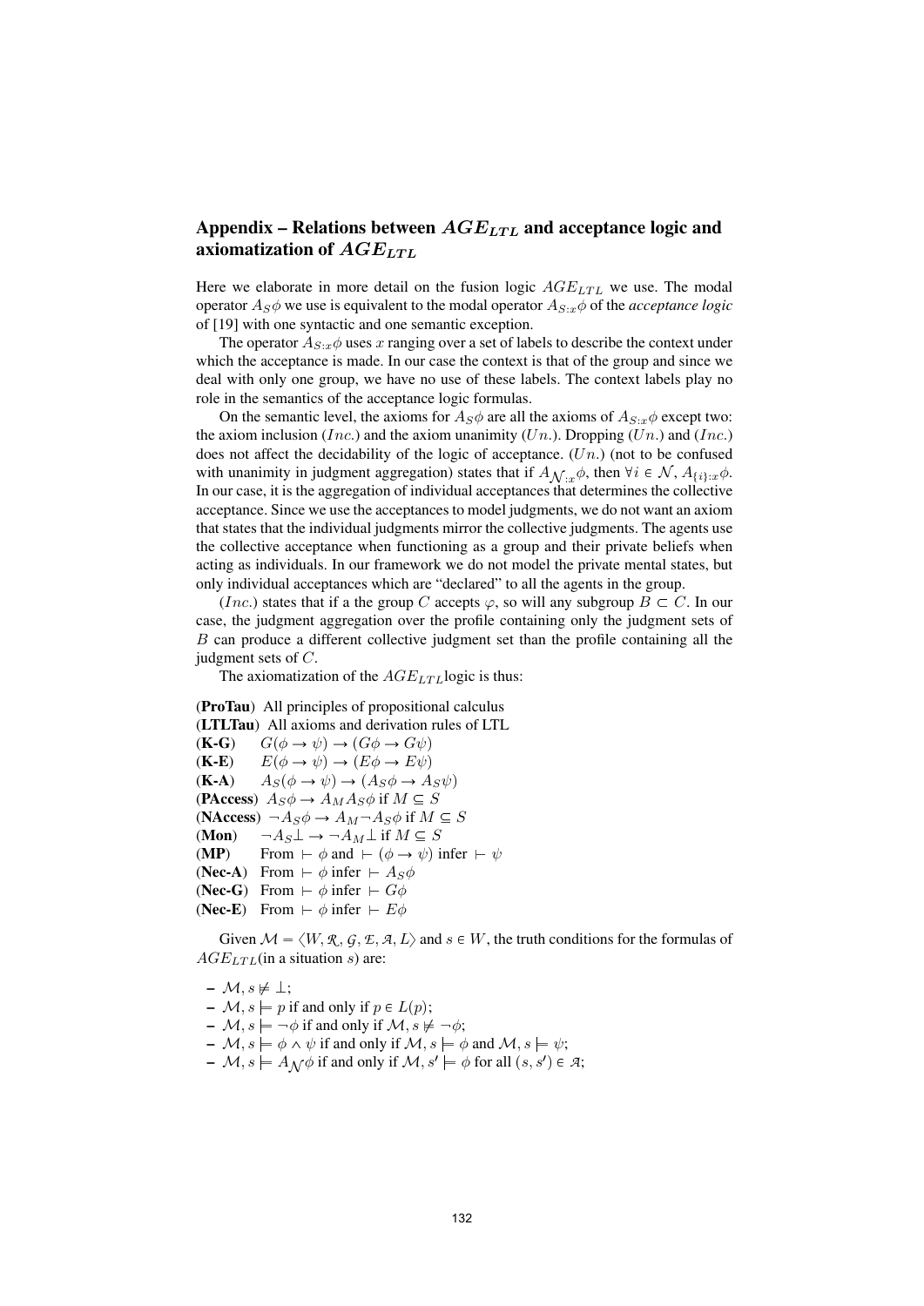## Appendix – Relations between $AGE_{LTL}$ and acceptance logic and axiomatization of $AGE_{LTL}$

Here we elaborate in more detail on the fusion logic $AGE_{LTL}$ we use. The modal operator $A_S\phi$ we use is equivalent to the modal operator $A_{S:x}\phi$ of the *acceptance logic* of [19] with one syntactic and one semantic exception.

The operator $A_{S:x}\phi$ uses $x$ ranging over a set of labels to describe the context under which the acceptance is made. In our case the context is that of the group and since we deal with only one group, we have no use of these labels. The context labels play no role in the semantics of the acceptance logic formulas.

On the semantic level, the axioms for $A_S\phi$ are all the axioms of $A_{S:x}\phi$ except two: the axiom inclusion ($Inc.$) and the axiom unanimity ($Un.$). Dropping ($Un.$) and ($Inc.$) does not affect the decidability of the logic of acceptance. ($Un.$) (not to be confused with unanimity in judgment aggregation) states that if $A_{\mathcal{N}:x}\phi$, then $\forall i \in \mathcal{N}$, $A_{\{i\}:x}\phi$. In our case, it is the aggregation of individual acceptances that determines the collective acceptance. Since we use the acceptances to model judgments, we do not want an axiom that states that the individual judgments mirror the collective judgments. The agents use the collective acceptance when functioning as a group and their private beliefs when acting as individuals. In our framework we do not model the private mental states, but only individual acceptances which are "declared" to all the agents in the group.

($Inc.$) states that if a group $C$ accepts $\varphi$, so will any subgroup $B \subset C$. In our case, the judgment aggregation over the profile containing only the judgment sets of $B$ can produce a different collective judgment set than the profile containing all the judgment sets of $C$.

The axiomatization of the $AGE_{LTL}$logic is thus:

(**ProTau**) All principles of propositional calculus
(**LTLTau**) All axioms and derivation rules of LTL
(**K-G**) $G(\phi \rightarrow \psi) \rightarrow (G\phi \rightarrow G\psi)$
(**K-E**) $E(\phi \rightarrow \psi) \rightarrow (E\phi \rightarrow E\psi)$
(**K-A**) $A_S(\phi \rightarrow \psi) \rightarrow (A_S\phi \rightarrow A_S\psi)$
(**PAccess**) $A_S\phi \rightarrow A_M A_S\phi$ if $M \subseteq S$
(**NAccess**) $\neg A_S\phi \rightarrow A_M \neg A_S\phi$ if $M \subseteq S$
(**Mon**) $\neg A_S\bot \rightarrow \neg A_M\bot$ if $M \subseteq S$
(**MP**) From $\vdash \phi$ and $\vdash (\phi \rightarrow \psi)$ infer $\vdash \psi$
(**Nec-A**) From $\vdash \phi$ infer $\vdash A_S\phi$
(**Nec-G**) From $\vdash \phi$ infer $\vdash G\phi$
(**Nec-E**) From $\vdash \phi$ infer $\vdash E\phi$

Given $\mathcal{M} = \langle W, \mathcal{R}, \mathcal{G}, \mathcal{E}, \mathcal{A}, L\rangle$ and $s \in W$, the truth conditions for the formulas of $AGE_{LTL}$(in a situation $s$) are:

- $\mathcal{M}, s \not\models \bot$;
- $\mathcal{M}, s \models p$ if and only if $p \in L(p)$;
- $\mathcal{M}, s \models \neg\phi$ if and only if $\mathcal{M}, s \not\models \neg\phi$;
- $\mathcal{M}, s \models \phi \wedge \psi$ if and only if $\mathcal{M}, s \models \phi$ and $\mathcal{M}, s \models \psi$;
- $\mathcal{M}, s \models A_{\mathcal{N}}\phi$ if and only if $\mathcal{M}, s' \models \phi$ for all $(s, s') \in \mathcal{A}$;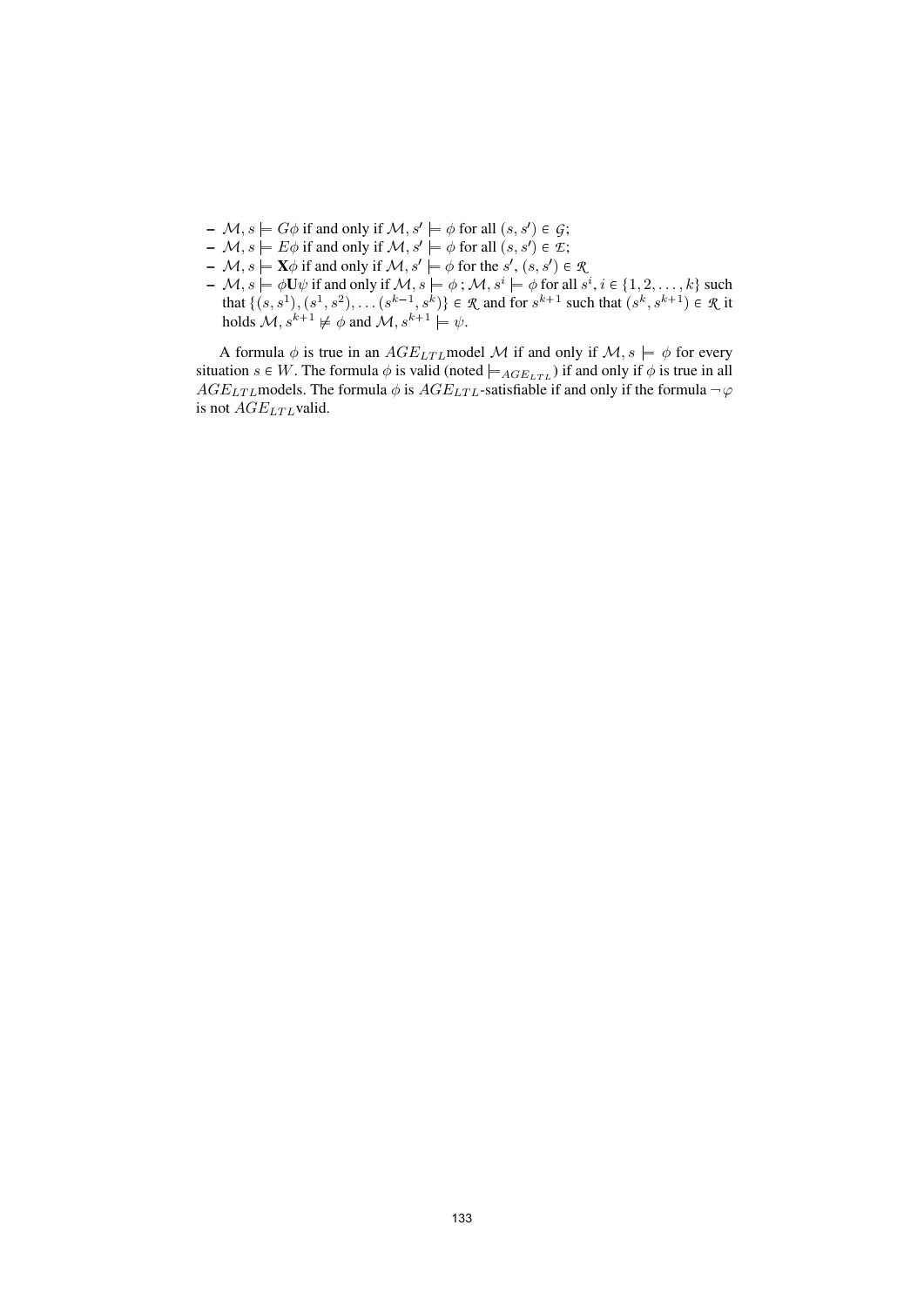- $\mathcal{M}, s \models G\phi$ if and only if $\mathcal{M}, s' \models \phi$ for all $(s, s') \in \mathcal{G}$;
- $\mathcal{M}, s \models E\phi$ if and only if $\mathcal{M}, s' \models \phi$ for all $(s, s') \in \mathcal{E}$;
- $\mathcal{M}, s \models \mathbf{X}\phi$ if and only if $\mathcal{M}, s' \models \phi$ for the $s'$, $(s, s') \in \mathcal{R}$
- $\mathcal{M}, s \models \phi \mathbf{U} \psi$ if and only if $\mathcal{M}, s \models \phi$ ; $\mathcal{M}, s^i \models \phi$ for all $s^i$, $i \in \{1, 2, \ldots, k\}$ such that $\{(s, s^1), (s^1, s^2), \ldots (s^{k-1}, s^k)\} \in \mathcal{R}$ and for $s^{k+1}$ such that $(s^k, s^{k+1}) \in \mathcal{R}$ it holds $\mathcal{M}, s^{k+1} \not\models \phi$ and $\mathcal{M}, s^{k+1} \models \psi$.

A formula $\phi$ is true in an $AGE_{LTL}$model $\mathcal{M}$ if and only if $\mathcal{M}, s \models \phi$ for every situation $s \in W$. The formula $\phi$ is valid (noted $\models_{AGE_{LTL}}$) if and only if $\phi$ is true in all $AGE_{LTL}$models. The formula $\phi$ is $AGE_{LTL}$-satisfiable if and only if the formula $\neg\varphi$ is not $AGE_{LTL}$valid.